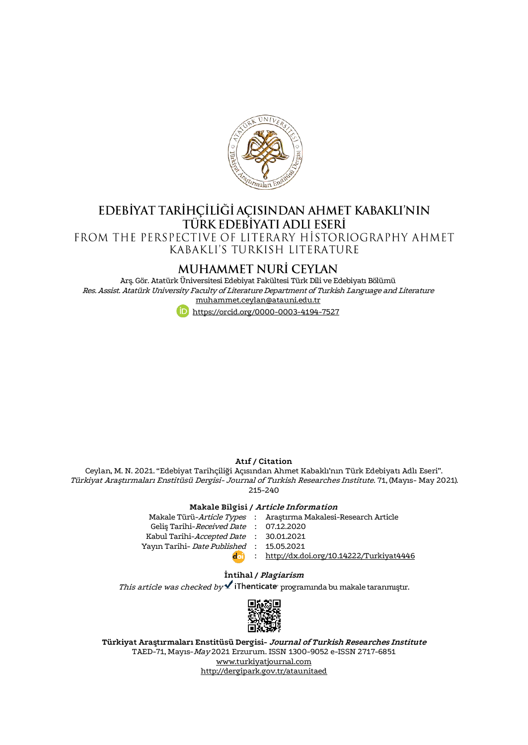# EDEBİYAT TARİHÇİLİĞİ AÇISINDAN AHMET KABAKLI'NIN TÜRK EDEBİYATI ADLI ESERİ

## FROM THE PERSPECTIVE OF LITERARY HİSTORIOGRAPHY AHMET KABAKLI'S TURKISH LITERATURE

### MUHAMMET NURİ CEYLAN

Arş. Gör. Atatürk Üniversitesi Edebiyat Fakültesi Türk Dili ve Edebiyatı Bölümü

*Res. Assist. Atatürk University Faculty of Literature Department of Turkish Language and Literature*

muhammet.ceylan@atauni.edu.tr

https://orcid.org/0000-0003-4194-7527

**Atıf / Citation**

Ceylan, M. N. 2021. "Edebiyat Tarihçiliği Açısından Ahmet Kabaklı'nın Türk Edebiyatı Adlı Eseri". *Türkiyat Araştırmaları Enstitüsü Dergisi- Journal of Turkish Researches Institute.* 71, (Mayıs- May 2021). 215-240

**Makale Bilgisi / *Article Information***

| | | |
|---|---|---|
| Makale Türü-*Article Types* | : | Araştırma Makalesi-Research Article |
| Geliş Tarihi-*Received Date* | : | 07.12.2020 |
| Kabul Tarihi-*Accepted Date* | : | 30.01.2021 |
| Yayın Tarihi- *Date Published* | : | 15.05.2021 |
| doi | : | http://dx.doi.org/10.14222/Turkiyat4446 |

**İntihal / *Plagiarism***

*This article was checked by* iThenticate programında bu makale taranmıştır.

**Türkiyat Araştırmaları Enstitüsü Dergisi- *Journal of Turkish Researches Institute***

TAED-71, Mayıs-*May* 2021 Erzurum. ISSN 1300-9052 e-ISSN 2717-6851

www.turkiyatjournal.com

http://dergipark.gov.tr/ataunitaed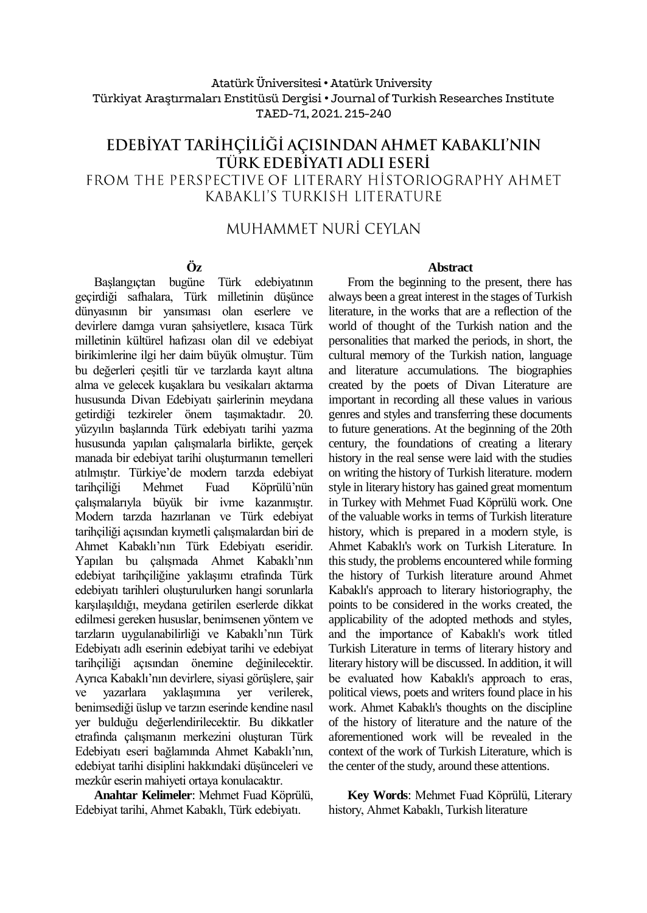Atatürk Üniversitesi • Atatürk University
Türkiyat Araştırmaları Enstitüsü Dergisi • Journal of Turkish Researches Institute
TAED-71, 2021. 215-240

# EDEBİYAT TARİHÇİLİĞİ AÇISINDAN AHMET KABAKLI'NIN TÜRK EDEBİYATI ADLI ESERİ

## FROM THE PERSPECTIVE OF LITERARY HİSTORIOGRAPHY AHMET KABAKLI'S TURKISH LITERATURE

### MUHAMMET NURİ CEYLAN

**Öz**

Başlangıçtan bugüne Türk edebiyatının geçirdiği safhalara, Türk milletinin düşünce dünyasının bir yansıması olan eserlere ve devirlere damga vuran şahsiyetlere, kısaca Türk milletinin kültürel hafızası olan dil ve edebiyat birikimlerine ilgi her daim büyük olmuştur. Tüm bu değerleri çeşitli tür ve tarzlarda kayıt altına alma ve gelecek kuşaklara bu vesikaları aktarma hususunda Divan Edebiyatı şairlerinin meydana getirdiği tezkireler önem taşımaktadır. 20. yüzyılın başlarında Türk edebiyatı tarihi yazma hususunda yapılan çalışmalarla birlikte, gerçek manada bir edebiyat tarihi oluşturmanın temelleri atılmıştır. Türkiye'de modern tarzda edebiyat tarihçiliği Mehmet Fuad Köprülü'nün çalışmalarıyla büyük bir ivme kazanmıştır. Modern tarzda hazırlanan ve Türk edebiyat tarihçiliği açısından kıymetli çalışmalardan biri de Ahmet Kabaklı'nın Türk Edebiyatı eseridir. Yapılan bu çalışmada Ahmet Kabaklı'nın edebiyat tarihçiliğine yaklaşımı etrafında Türk edebiyatı tarihleri oluşturulurken hangi sorunlarla karşılaşıldığı, meydana getirilen eserlerde dikkat edilmesi gereken hususlar, benimsenen yöntem ve tarzların uygulanabilirliği ve Kabaklı'nın Türk Edebiyatı adlı eserinin edebiyat tarihi ve edebiyat tarihçiliği açısından önemine değinilecektir. Ayrıca Kabaklı'nın devirlere, siyasi görüşlere, şair ve yazarlara yaklaşımına yer verilerek, benimsediği üslup ve tarzın eserinde kendine nasıl yer bulduğu değerlendirilecektir. Bu dikkatler etrafında çalışmanın merkezini oluşturan Türk Edebiyatı eseri bağlamında Ahmet Kabaklı'nın, edebiyat tarihi disiplini hakkındaki düşünceleri ve mezkûr eserin mahiyeti ortaya konulacaktır.

**Anahtar Kelimeler**: Mehmet Fuad Köprülü, Edebiyat tarihi, Ahmet Kabaklı, Türk edebiyatı.

**Abstract**

From the beginning to the present, there has always been a great interest in the stages of Turkish literature, in the works that are a reflection of the world of thought of the Turkish nation and the personalities that marked the periods, in short, the cultural memory of the Turkish nation, language and literature accumulations. The biographies created by the poets of Divan Literature are important in recording all these values in various genres and styles and transferring these documents to future generations. At the beginning of the 20th century, the foundations of creating a literary history in the real sense were laid with the studies on writing the history of Turkish literature. modern style in literary history has gained great momentum in Turkey with Mehmet Fuad Köprülü work. One of the valuable works in terms of Turkish literature history, which is prepared in a modern style, is Ahmet Kabaklı's work on Turkish Literature. In this study, the problems encountered while forming the history of Turkish literature around Ahmet Kabaklı's approach to literary historiography, the points to be considered in the works created, the applicability of the adopted methods and styles, and the importance of Kabaklı's work titled Turkish Literature in terms of literary history and literary history will be discussed. In addition, it will be evaluated how Kabaklı's approach to eras, political views, poets and writers found place in his work. Ahmet Kabaklı's thoughts on the discipline of the history of literature and the nature of the aforementioned work will be revealed in the context of the work of Turkish Literature, which is the center of the study, around these attentions.

**Key Words**: Mehmet Fuad Köprülü, Literary history, Ahmet Kabaklı, Turkish literature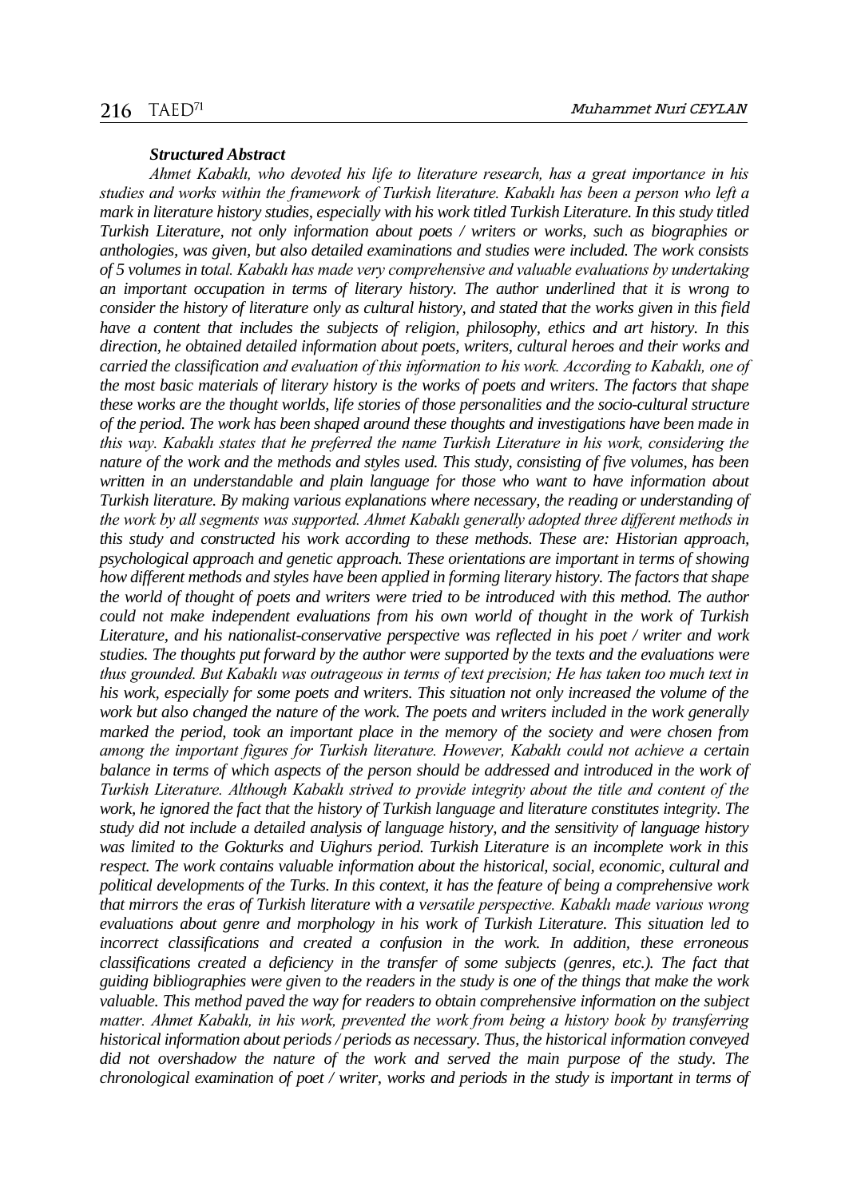### *Structured Abstract*

*Ahmet Kabaklı, who devoted his life to literature research, has a great importance in his studies and works within the framework of Turkish literature. Kabaklı has been a person who left a mark in literature history studies, especially with his work titled Turkish Literature. In this study titled Turkish Literature, not only information about poets / writers or works, such as biographies or anthologies, was given, but also detailed examinations and studies were included. The work consists of 5 volumes in total. Kabaklı has made very comprehensive and valuable evaluations by undertaking an important occupation in terms of literary history. The author underlined that it is wrong to consider the history of literature only as cultural history, and stated that the works given in this field have a content that includes the subjects of religion, philosophy, ethics and art history. In this direction, he obtained detailed information about poets, writers, cultural heroes and their works and carried the classification and evaluation of this information to his work. According to Kabaklı, one of the most basic materials of literary history is the works of poets and writers. The factors that shape these works are the thought worlds, life stories of those personalities and the socio-cultural structure of the period. The work has been shaped around these thoughts and investigations have been made in this way. Kabaklı states that he preferred the name Turkish Literature in his work, considering the nature of the work and the methods and styles used. This study, consisting of five volumes, has been written in an understandable and plain language for those who want to have information about Turkish literature. By making various explanations where necessary, the reading or understanding of the work by all segments was supported. Ahmet Kabaklı generally adopted three different methods in this study and constructed his work according to these methods. These are: Historian approach, psychological approach and genetic approach. These orientations are important in terms of showing how different methods and styles have been applied in forming literary history. The factors that shape the world of thought of poets and writers were tried to be introduced with this method. The author could not make independent evaluations from his own world of thought in the work of Turkish Literature, and his nationalist-conservative perspective was reflected in his poet / writer and work studies. The thoughts put forward by the author were supported by the texts and the evaluations were thus grounded. But Kabaklı was outrageous in terms of text precision; He has taken too much text in his work, especially for some poets and writers. This situation not only increased the volume of the work but also changed the nature of the work. The poets and writers included in the work generally marked the period, took an important place in the memory of the society and were chosen from among the important figures for Turkish literature. However, Kabaklı could not achieve a certain balance in terms of which aspects of the person should be addressed and introduced in the work of Turkish Literature. Although Kabaklı strived to provide integrity about the title and content of the work, he ignored the fact that the history of Turkish language and literature constitutes integrity. The study did not include a detailed analysis of language history, and the sensitivity of language history was limited to the Gokturks and Uighurs period. Turkish Literature is an incomplete work in this respect. The work contains valuable information about the historical, social, economic, cultural and political developments of the Turks. In this context, it has the feature of being a comprehensive work that mirrors the eras of Turkish literature with a versatile perspective. Kabaklı made various wrong evaluations about genre and morphology in his work of Turkish Literature. This situation led to incorrect classifications and created a confusion in the work. In addition, these erroneous classifications created a deficiency in the transfer of some subjects (genres, etc.). The fact that guiding bibliographies were given to the readers in the study is one of the things that make the work valuable. This method paved the way for readers to obtain comprehensive information on the subject matter. Ahmet Kabaklı, in his work, prevented the work from being a history book by transferring historical information about periods / periods as necessary. Thus, the historical information conveyed did not overshadow the nature of the work and served the main purpose of the study. The chronological examination of poet / writer, works and periods in the study is important in terms of*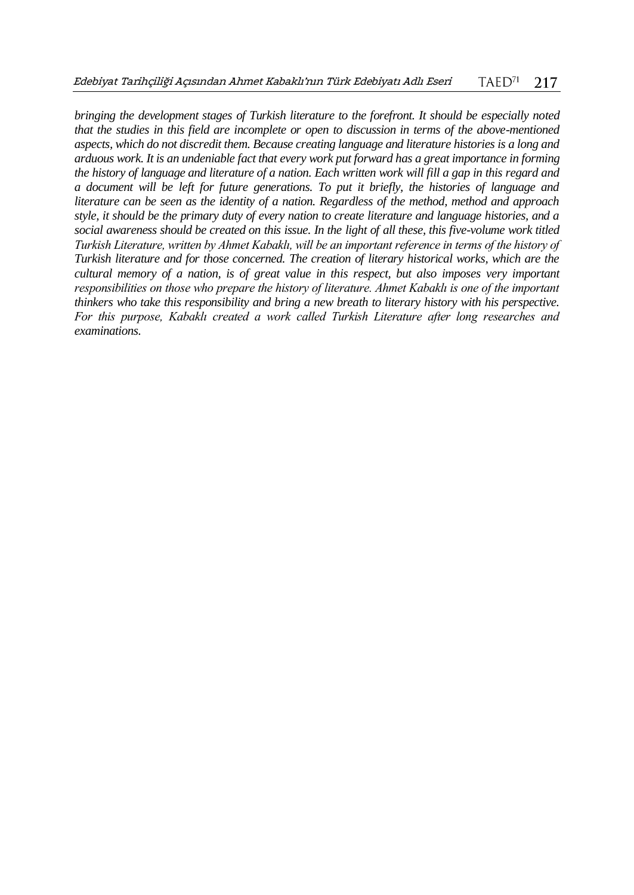*bringing the development stages of Turkish literature to the forefront. It should be especially noted that the studies in this field are incomplete or open to discussion in terms of the above-mentioned aspects, which do not discredit them. Because creating language and literature histories is a long and arduous work. It is an undeniable fact that every work put forward has a great importance in forming the history of language and literature of a nation. Each written work will fill a gap in this regard and a document will be left for future generations. To put it briefly, the histories of language and literature can be seen as the identity of a nation. Regardless of the method, method and approach style, it should be the primary duty of every nation to create literature and language histories, and a social awareness should be created on this issue. In the light of all these, this five-volume work titled Turkish Literature, written by Ahmet Kabaklı, will be an important reference in terms of the history of Turkish literature and for those concerned. The creation of literary historical works, which are the cultural memory of a nation, is of great value in this respect, but also imposes very important responsibilities on those who prepare the history of literature. Ahmet Kabaklı is one of the important thinkers who take this responsibility and bring a new breath to literary history with his perspective. For this purpose, Kabaklı created a work called Turkish Literature after long researches and examinations.*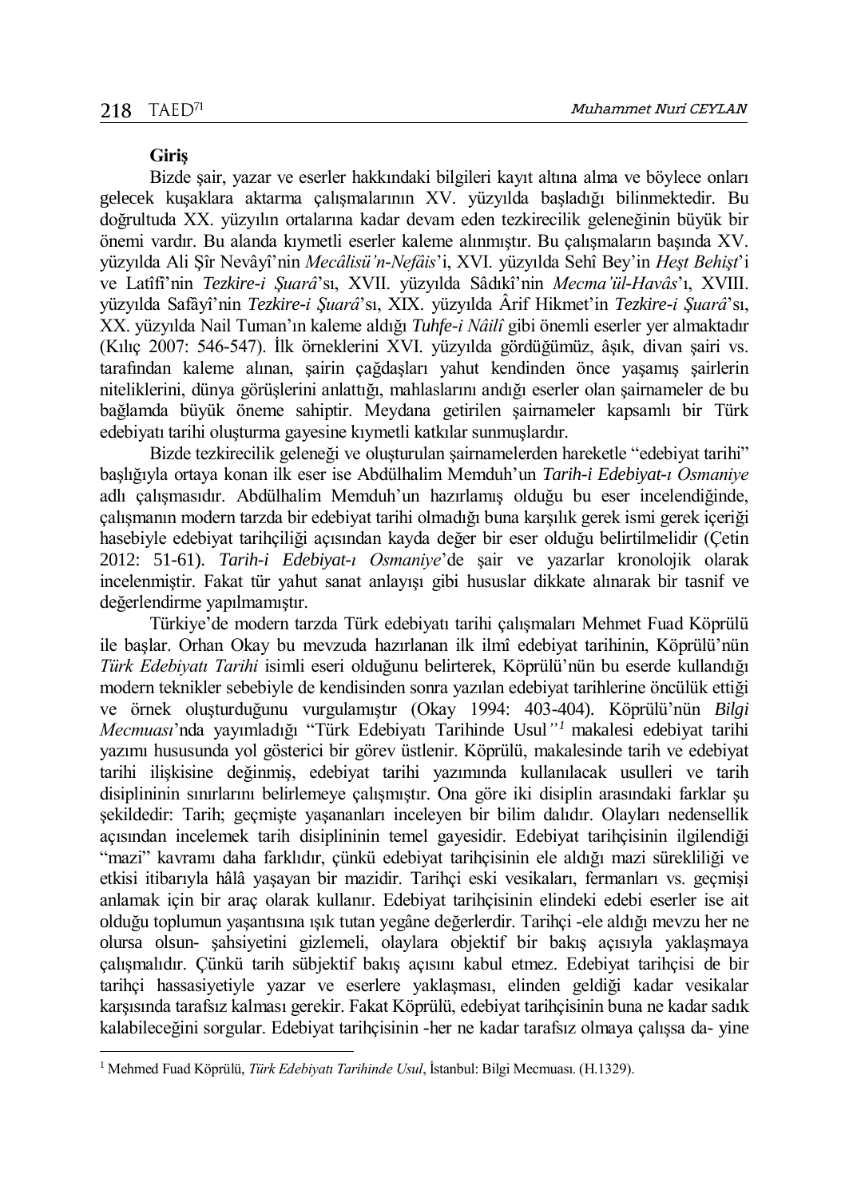**Giriş**

Bizde şair, yazar ve eserler hakkındaki bilgileri kayıt altına alma ve böylece onları gelecek kuşaklara aktarma çalışmalarının XV. yüzyılda başladığı bilinmektedir. Bu doğrultuda XX. yüzyılın ortalarına kadar devam eden tezkirecilik geleneğinin büyük bir önemi vardır. Bu alanda kıymetli eserler kaleme alınmıştır. Bu çalışmaların başında XV. yüzyılda Ali Şîr Nevâyî'nin *Mecâlisü'n-Nefâis*'i, XVI. yüzyılda Sehî Bey'in *Heşt Behişt*'i ve Latîfî'nin *Tezkire-i Şuarâ*'sı, XVII. yüzyılda Sâdıkî'nin *Mecma'ül-Havâs*'ı, XVIII. yüzyılda Safâyî'nin *Tezkire-i Şuarâ*'sı, XIX. yüzyılda Ârif Hikmet'in *Tezkire-i Şuarâ*'sı, XX. yüzyılda Nail Tuman'ın kaleme aldığı *Tuhfe-i Nâilî* gibi önemli eserler yer almaktadır (Kılıç 2007: 546-547). İlk örneklerini XVI. yüzyılda gördüğümüz, âşık, divan şairi vs. tarafından kaleme alınan, şairin çağdaşları yahut kendinden önce yaşamış şairlerin niteliklerini, dünya görüşlerini anlattığı, mahlaslarını andığı eserler olan şairnameler de bu bağlamda büyük öneme sahiptir. Meydana getirilen şairnameler kapsamlı bir Türk edebiyatı tarihi oluşturma gayesine kıymetli katkılar sunmuşlardır.

Bizde tezkirecilik geleneği ve oluşturulan şairnamelerden hareketle "edebiyat tarihi" başlığıyla ortaya konan ilk eser ise Abdülhalim Memduh'un *Tarih-i Edebiyat-ı Osmaniye* adlı çalışmasıdır. Abdülhalim Memduh'un hazırlamış olduğu bu eser incelendiğinde, çalışmanın modern tarzda bir edebiyat tarihi olmadığı buna karşılık gerek ismi gerek içeriği hasebiyle edebiyat tarihçiliği açısından kayda değer bir eser olduğu belirtilmelidir (Çetin 2012: 51-61). *Tarih-i Edebiyat-ı Osmaniye*'de şair ve yazarlar kronolojik olarak incelenmiştir. Fakat tür yahut sanat anlayışı gibi hususlar dikkate alınarak bir tasnif ve değerlendirme yapılmamıştır.

Türkiye'de modern tarzda Türk edebiyatı tarihi çalışmaları Mehmet Fuad Köprülü ile başlar. Orhan Okay bu mevzuda hazırlanan ilk ilmî edebiyat tarihinin, Köprülü'nün *Türk Edebiyatı Tarihi* isimli eseri olduğunu belirterek, Köprülü'nün bu eserde kullandığı modern teknikler sebebiyle de kendisinden sonra yazılan edebiyat tarihlerine öncülük ettiği ve örnek oluşturduğunu vurgulamıştır (Okay 1994: 403-404). Köprülü'nün *Bilgi Mecmuası*'nda yayımladığı "Türk Edebiyatı Tarihinde Usul"[1] makalesi edebiyat tarihi yazımı hususunda yol gösterici bir görev üstlenir. Köprülü, makalesinde tarih ve edebiyat tarihi ilişkisine değinmiş, edebiyat tarihi yazımında kullanılacak usulleri ve tarih disiplininin sınırlarını belirlemeye çalışmıştır. Ona göre iki disiplin arasındaki farklar şu şekildedir: Tarih; geçmişte yaşananları inceleyen bir bilim dalıdır. Olayları nedensellik açısından incelemek tarih disiplininin temel gayesidir. Edebiyat tarihçisinin ilgilendiği "mazi" kavramı daha farklıdır, çünkü edebiyat tarihçisinin ele aldığı mazi sürekliliği ve etkisi itibarıyla hâlâ yaşayan bir mazidir. Tarihçi eski vesikaları, fermanları vs. geçmişi anlamak için bir araç olarak kullanır. Edebiyat tarihçisinin elindeki edebi eserler ise ait olduğu toplumun yaşantısına ışık tutan yegâne değerlerdir. Tarihçi -ele aldığı mevzu her ne olursa olsun- şahsiyetini gizlemeli, olaylara objektif bir bakış açısıyla yaklaşmaya çalışmalıdır. Çünkü tarih sübjektif bakış açısını kabul etmez. Edebiyat tarihçisi de bir tarihçi hassasiyetiyle yazar ve eserlere yaklaşması, elinden geldiği kadar vesikalar karşısında tarafsız kalması gerekir. Fakat Köprülü, edebiyat tarihçisinin buna ne kadar sadık kalabileceğini sorgular. Edebiyat tarihçisinin -her ne kadar tarafsız olmaya çalışsa da- yine

---

[1] Mehmed Fuad Köprülü, *Türk Edebiyatı Tarihinde Usul*, İstanbul: Bilgi Mecmuası. (H.1329).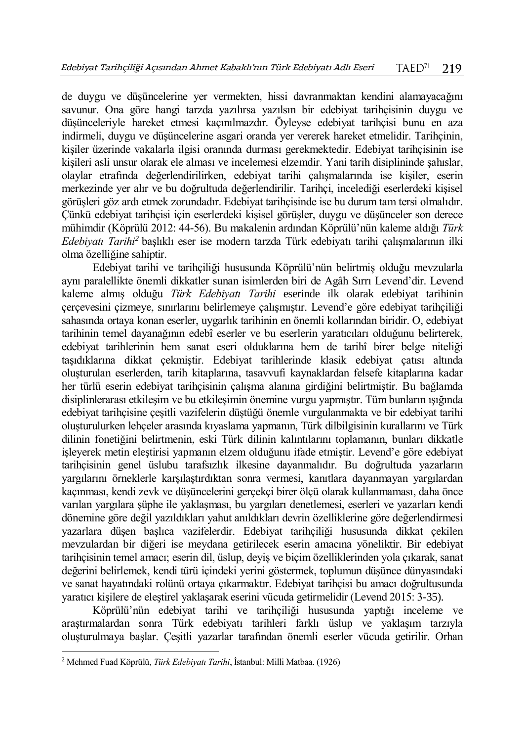de duygu ve düşüncelerine yer vermekten, hissi davranmaktan kendini alamayacağını savunur. Ona göre hangi tarzda yazılırsa yazılsın bir edebiyat tarihçisinin duygu ve düşünceleriyle hareket etmesi kaçınılmazdır. Öyleyse edebiyat tarihçisi bunu en aza indirmeli, duygu ve düşüncelerine asgari oranda yer vererek hareket etmelidir. Tarihçinin, kişiler üzerinde vakalarla ilgisi oranında durması gerekmektedir. Edebiyat tarihçisinin ise kişileri asli unsur olarak ele alması ve incelemesi elzemdir. Yani tarih disiplininde şahıslar, olaylar etrafında değerlendirilirken, edebiyat tarihi çalışmalarında ise kişiler, eserin merkezinde yer alır ve bu doğrultuda değerlendirilir. Tarihçi, incelediği eserlerdeki kişisel görüşleri göz ardı etmek zorundadır. Edebiyat tarihçisinde ise bu durum tam tersi olmalıdır. Çünkü edebiyat tarihçisi için eserlerdeki kişisel görüşler, duygu ve düşünceler son derece mühimdir (Köprülü 2012: 44-56). Bu makalenin ardından Köprülü'nün kaleme aldığı *Türk Edebiyatı Tarihi*[2] başlıklı eser ise modern tarzda Türk edebiyatı tarihi çalışmalarının ilki olma özelliğine sahiptir.

Edebiyat tarihi ve tarihçiliği hususunda Köprülü'nün belirtmiş olduğu mevzularla aynı paralellikte önemli dikkatler sunan isimlerden biri de Agâh Sırrı Levend'dir. Levend kaleme almış olduğu *Türk Edebiyatı Tarihi* eserinde ilk olarak edebiyat tarihinin çerçevesini çizmeye, sınırlarını belirlemeye çalışmıştır. Levend'e göre edebiyat tarihçiliği sahasında ortaya konan eserler, uygarlık tarihinin en önemli kollarından biridir. O, edebiyat tarihinin temel dayanağının edebî eserler ve bu eserlerin yaratıcıları olduğunu belirterek, edebiyat tarihlerinin hem sanat eseri olduklarına hem de tarihî birer belge niteliği taşıdıklarına dikkat çekmiştir. Edebiyat tarihlerinde klasik edebiyat çatısı altında oluşturulan eserlerden, tarih kitaplarına, tasavvufi kaynaklardan felsefe kitaplarına kadar her türlü eserin edebiyat tarihçisinin çalışma alanına girdiğini belirtmiştir. Bu bağlamda disiplinlerarası etkileşim ve bu etkileşimin önemine vurgu yapmıştır. Tüm bunların ışığında edebiyat tarihçisine çeşitli vazifelerin düştüğü önemle vurgulanmakta ve bir edebiyat tarihi oluşturulurken lehçeler arasında kıyaslama yapmanın, Türk dilbilgisinin kurallarını ve Türk dilinin fonetiğini belirtmenin, eski Türk dilinin kalıntılarını toplamanın, bunları dikkatle işleyerek metin eleştirisi yapmanın elzem olduğunu ifade etmiştir. Levend'e göre edebiyat tarihçisinin genel üslubu tarafsızlık ilkesine dayanmalıdır. Bu doğrultuda yazarların yargılarını örneklerle karşılaştırdıktan sonra vermesi, kanıtlara dayanmayan yargılardan kaçınması, kendi zevk ve düşüncelerini gerçekçi birer ölçü olarak kullanmaması, daha önce varılan yargılara şüphe ile yaklaşması, bu yargıları denetlemesi, eserleri ve yazarları kendi dönemine göre değil yazıldıkları yahut anıldıkları devrin özelliklerine göre değerlendirmesi yazarlara düşen başlıca vazifelerdir. Edebiyat tarihçiliği hususunda dikkat çekilen mevzulardan bir diğeri ise meydana getirilecek eserin amacına yöneliktir. Bir edebiyat tarihçisinin temel amacı; eserin dil, üslup, deyiş ve biçim özelliklerinden yola çıkarak, sanat değerini belirlemek, kendi türü içindeki yerini göstermek, toplumun düşünce dünyasındaki ve sanat hayatındaki rolünü ortaya çıkarmaktır. Edebiyat tarihçisi bu amacı doğrultusunda yaratıcı kişilere de eleştirel yaklaşarak eserini vücuda getirmelidir (Levend 2015: 3-35).

Köprülü'nün edebiyat tarihi ve tarihçiliği hususunda yaptığı inceleme ve araştırmalardan sonra Türk edebiyatı tarihleri farklı üslup ve yaklaşım tarzıyla oluşturulmaya başlar. Çeşitli yazarlar tarafından önemli eserler vücuda getirilir. Orhan

---

[2] Mehmed Fuad Köprülü, *Türk Edebiyatı Tarihi*, İstanbul: Milli Matbaa. (1926)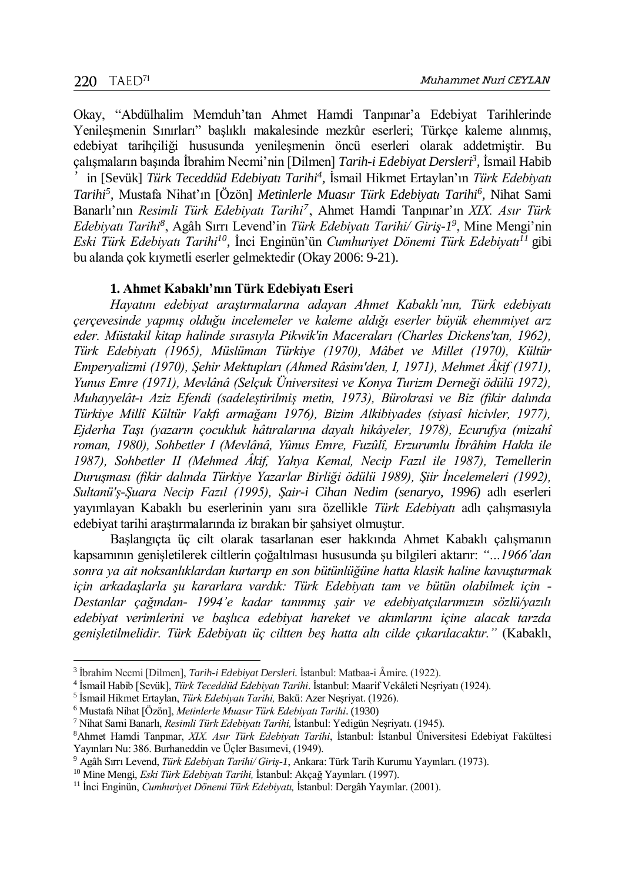Okay, “Abdülhalim Memduh’tan Ahmet Hamdi Tanpınar’a Edebiyat Tarihlerinde Yenileşmenin Sınırları” başlıklı makalesinde mezkûr eserleri; Türkçe kaleme alınmış, edebiyat tarihçiliği hususunda yenileşmenin öncü eserleri olarak addetmiştir. Bu çalışmaların başında İbrahim Necmi’nin [Dilmen] *Tarih-i Edebiyat Dersleri*[3], İsmail Habib ’in [Sevük] *Türk Teceddüd Edebiyatı Tarihi*[4], İsmail Hikmet Ertaylan’ın *Türk Edebiyatı Tarihi*[5], Mustafa Nihat’ın [Özön] *Metinlerle Muasır Türk Edebiyatı Tarihi*[6], Nihat Sami Banarlı’nın *Resimli Türk Edebiyatı Tarihi*[7], Ahmet Hamdi Tanpınar’ın *XIX. Asır Türk Edebiyatı Tarihi*[8], Agâh Sırrı Levend’in *Türk Edebiyatı Tarihi/ Giriş-1*[9], Mine Mengi’nin *Eski Türk Edebiyatı Tarihi*[10], İnci Enginün’ün *Cumhuriyet Dönemi Türk Edebiyatı*[11] gibi bu alanda çok kıymetli eserler gelmektedir (Okay 2006: 9-21).

## 1. Ahmet Kabaklı’nın Türk Edebiyatı Eseri

*Hayatını edebiyat araştırmalarına adayan Ahmet Kabaklı’nın, Türk edebiyatı çerçevesinde yapmış olduğu incelemeler ve kaleme aldığı eserler büyük ehemmiyet arz eder. Müstakil kitap halinde sırasıyla Pikwik'in Maceraları (Charles Dickens'tan, 1962), Türk Edebiyatı (1965), Müslüman Türkiye (1970), Mâbet ve Millet (1970), Kültür Emperyalizmi (1970), Şehir Mektupları (Ahmed Râsim'den, I, 1971), Mehmet Âkif (1971), Yunus Emre (1971), Mevlânâ (Selçuk Üniversitesi ve Konya Turizm Derneği ödülü 1972), Muhayyelât-ı Aziz Efendi (sadeleştirilmiş metin, 1973), Bürokrasi ve Biz (fikir dalında Türkiye Millî Kültür Vakfı armağanı 1976), Bizim Alkibiyades (siyasî hicivler, 1977), Ejderha Taşı (yazarın çocukluk hâtıralarına dayalı hikâyeler, 1978), Ecurufya (mizahî roman, 1980), Sohbetler I (Mevlânâ, Yûnus Emre, Fuzûlî, Erzurumlu İbrâhim Hakkı ile 1987), Sohbetler II (Mehmed Âkif, Yahya Kemal, Necip Fazıl ile 1987), Temellerin Duruşması (fikir dalında Türkiye Yazarlar Birliği ödülü 1989), Şiir İncelemeleri (1992), Sultanü'ş-Şuara Necip Fazıl (1995), Şair-i Cihan Nedim (senaryo, 1996)* adlı eserleri yayımlayan Kabaklı bu eserlerinin yanı sıra özellikle *Türk Edebiyatı* adlı çalışmasıyla edebiyat tarihi araştırmalarında iz bırakan bir şahsiyet olmuştur.

Başlangıçta üç cilt olarak tasarlanan eser hakkında Ahmet Kabaklı çalışmanın kapsamının genişletilerek ciltlerin çoğaltılması hususunda şu bilgileri aktarır: *“…1966’dan sonra ya ait noksanlıklardan kurtarıp en son bütünlüğüne hatta klasik haline kavuşturmak için arkadaşlarla şu kararlara vardık: Türk Edebiyatı tam ve bütün olabilmek için - Destanlar çağından- 1994’e kadar tanınmış şair ve edebiyatçılarımızın sözlü/yazılı edebiyat verimlerini ve başlıca edebiyat hareket ve akımlarını içine alacak tarzda genişletilmelidir. Türk Edebiyatı üç ciltten beş hatta altı cilde çıkarılacaktır.”* (Kabaklı,

---

[3] İbrahim Necmi [Dilmen], *Tarih-i Edebiyat Dersleri*. İstanbul: Matbaa-i Âmire. (1922).

[4] İsmail Habib [Sevük], *Türk Teceddüd Edebiyatı Tarihi*. İstanbul: Maarif Vekâleti Neşriyatı (1924).

[5] İsmail Hikmet Ertaylan, *Türk Edebiyatı Tarihi,* Bakü: Azer Neşriyat. (1926).

[6] Mustafa Nihat [Özön], *Metinlerle Muasır Türk Edebiyatı Tarihi*. (1930)

[7] Nihat Sami Banarlı, *Resimli Türk Edebiyatı Tarihi,* İstanbul: Yedigün Neşriyatı. (1945).

[8] Ahmet Hamdi Tanpınar, *XIX. Asır Türk Edebiyatı Tarihi*, İstanbul: İstanbul Üniversitesi Edebiyat Fakültesi Yayınları Nu: 386. Burhaneddin ve Üçler Basımevi, (1949).

[9] Agâh Sırrı Levend, *Türk Edebiyatı Tarihi/ Giriş-1*, Ankara: Türk Tarih Kurumu Yayınları. (1973).

[10] Mine Mengi, *Eski Türk Edebiyatı Tarihi,* İstanbul: Akçağ Yayınları. (1997).

[11] İnci Enginün, *Cumhuriyet Dönemi Türk Edebiyatı,* İstanbul: Dergâh Yayınlar. (2001).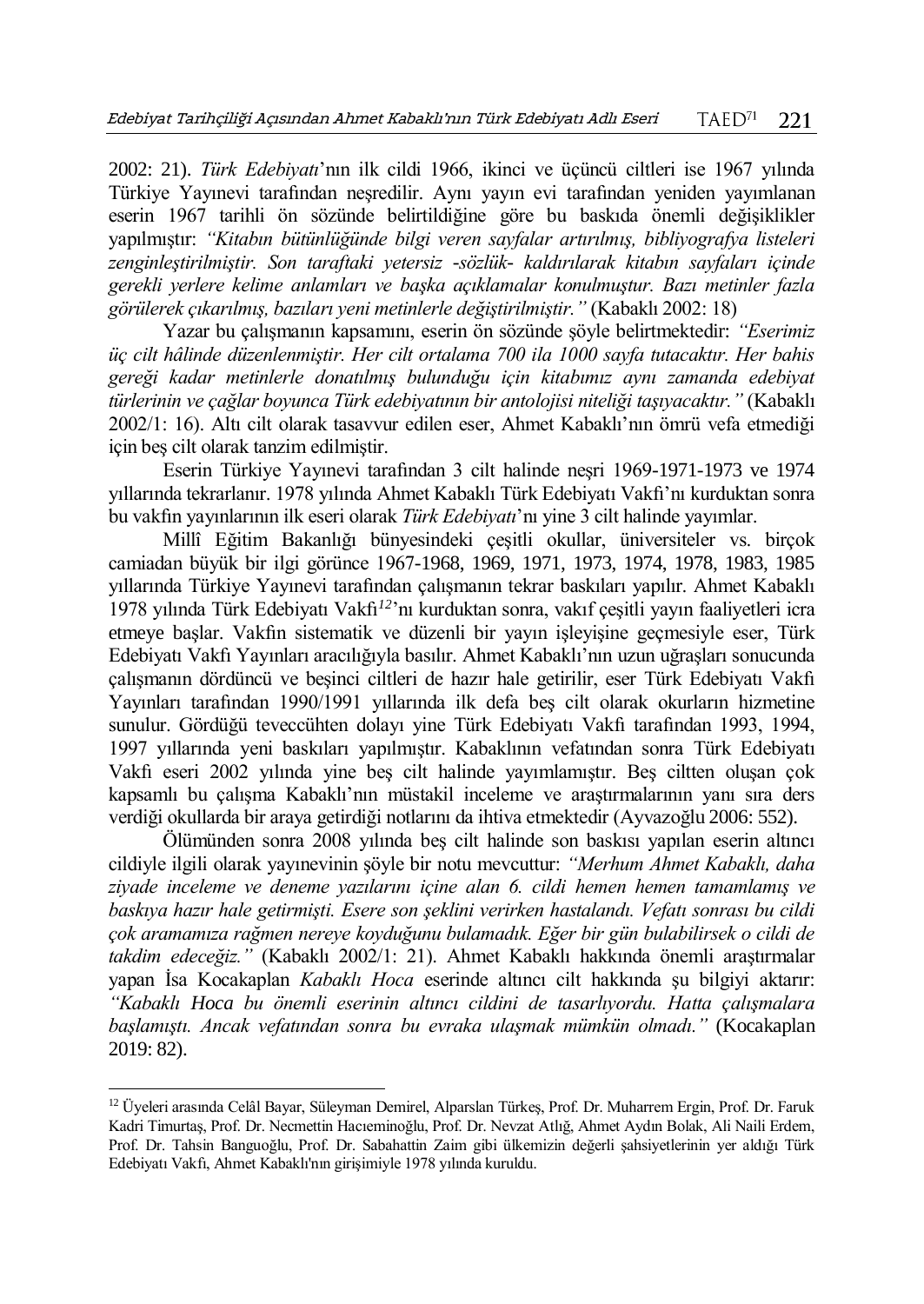2002: 21). *Türk Edebiyatı*'nın ilk cildi 1966, ikinci ve üçüncü ciltleri ise 1967 yılında Türkiye Yayınevi tarafından neşredilir. Aynı yayın evi tarafından yeniden yayımlanan eserin 1967 tarihli ön sözünde belirtildiğine göre bu baskıda önemli değişiklikler yapılmıştır: *"Kitabın bütünlüğünde bilgi veren sayfalar artırılmış, bibliyografya listeleri zenginleştirilmiştir. Son taraftaki yetersiz -sözlük- kaldırılarak kitabın sayfaları içinde gerekli yerlere kelime anlamları ve başka açıklamalar konulmuştur. Bazı metinler fazla görülerek çıkarılmış, bazıları yeni metinlerle değiştirilmiştir."* (Kabaklı 2002: 18)

Yazar bu çalışmanın kapsamını, eserin ön sözünde şöyle belirtmektedir: *"Eserimiz üç cilt hâlinde düzenlenmiştir. Her cilt ortalama 700 ila 1000 sayfa tutacaktır. Her bahis gereği kadar metinlerle donatılmış bulunduğu için kitabımız aynı zamanda edebiyat türlerinin ve çağlar boyunca Türk edebiyatının bir antolojisi niteliği taşıyacaktır."* (Kabaklı 2002/1: 16). Altı cilt olarak tasavvur edilen eser, Ahmet Kabaklı'nın ömrü vefa etmediği için beş cilt olarak tanzim edilmiştir.

Eserin Türkiye Yayınevi tarafından 3 cilt halinde neşri 1969-1971-1973 ve 1974 yıllarında tekrarlanır. 1978 yılında Ahmet Kabaklı Türk Edebiyatı Vakfı'nı kurduktan sonra bu vakfın yayınlarının ilk eseri olarak *Türk Edebiyatı*'nı yine 3 cilt halinde yayımlar.

Millî Eğitim Bakanlığı bünyesindeki çeşitli okullar, üniversiteler vs. birçok camiadan büyük bir ilgi görünce 1967-1968, 1969, 1971, 1973, 1974, 1978, 1983, 1985 yıllarında Türkiye Yayınevi tarafından çalışmanın tekrar baskıları yapılır. Ahmet Kabaklı 1978 yılında Türk Edebiyatı Vakfı[12]'nı kurduktan sonra, vakıf çeşitli yayın faaliyetleri icra etmeye başlar. Vakfın sistematik ve düzenli bir yayın işleyişine geçmesiyle eser, Türk Edebiyatı Vakfı Yayınları aracılığıyla basılır. Ahmet Kabaklı'nın uzun uğraşları sonucunda çalışmanın dördüncü ve beşinci ciltleri de hazır hale getirilir, eser Türk Edebiyatı Vakfı Yayınları tarafından 1990/1991 yıllarında ilk defa beş cilt olarak okurların hizmetine sunulur. Gördüğü teveccühten dolayı yine Türk Edebiyatı Vakfı tarafından 1993, 1994, 1997 yıllarında yeni baskıları yapılmıştır. Kabaklının vefatından sonra Türk Edebiyatı Vakfı eseri 2002 yılında yine beş cilt halinde yayımlamıştır. Beş ciltten oluşan çok kapsamlı bu çalışma Kabaklı'nın müstakil inceleme ve araştırmalarının yanı sıra ders verdiği okullarda bir araya getirdiği notlarını da ihtiva etmektedir (Ayvazoğlu 2006: 552).

Ölümünden sonra 2008 yılında beş cilt halinde son baskısı yapılan eserin altıncı cildiyle ilgili olarak yayınevinin şöyle bir notu mevcuttur: *"Merhum Ahmet Kabaklı, daha ziyade inceleme ve deneme yazılarını içine alan 6. cildi hemen hemen tamamlamış ve baskıya hazır hale getirmişti. Esere son şeklini verirken hastalandı. Vefatı sonrası bu cildi çok aramamıza rağmen nereye koyduğunu bulamadık. Eğer bir gün bulabilirsek o cildi de takdim edeceğiz."* (Kabaklı 2002/1: 21). Ahmet Kabaklı hakkında önemli araştırmalar yapan İsa Kocakaplan *Kabaklı Hoca* eserinde altıncı cilt hakkında şu bilgiyi aktarır: *"Kabaklı Hoca bu önemli eserinin altıncı cildini de tasarlıyordu. Hatta çalışmalara başlamıştı. Ancak vefatından sonra bu evraka ulaşmak mümkün olmadı."* (Kocakaplan 2019: 82).

---

[12] Üyeleri arasında Celâl Bayar, Süleyman Demirel, Alparslan Türkeş, Prof. Dr. Muharrem Ergin, Prof. Dr. Faruk Kadri Timurtaş, Prof. Dr. Necmettin Hacıeminoğlu, Prof. Dr. Nevzat Atlığ, Ahmet Aydın Bolak, Ali Naili Erdem, Prof. Dr. Tahsin Banguoğlu, Prof. Dr. Sabahattin Zaim gibi ülkemizin değerli şahsiyetlerinin yer aldığı Türk Edebiyatı Vakfı, Ahmet Kabaklı'nın girişimiyle 1978 yılında kuruldu.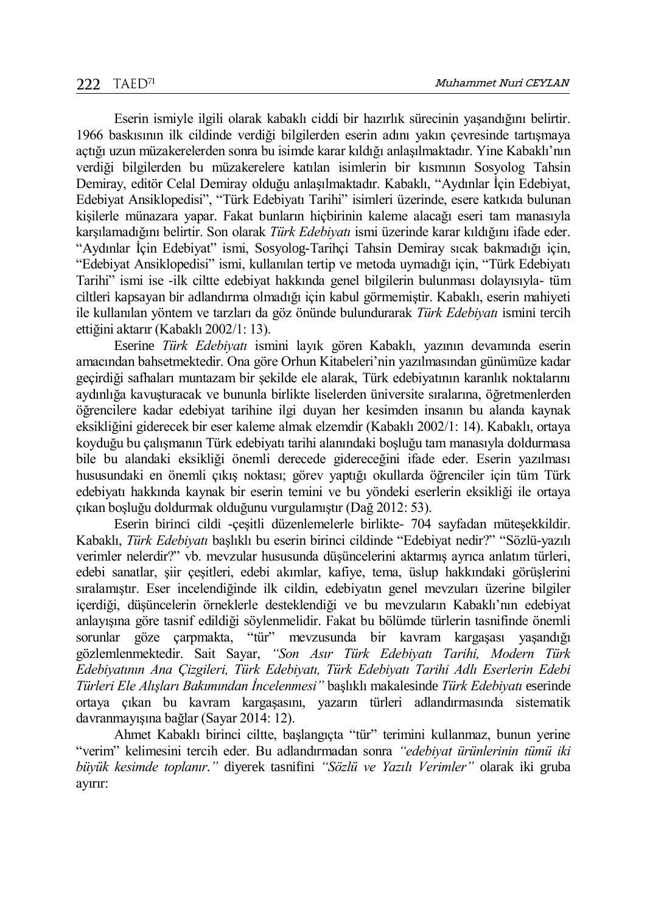Eserin ismiyle ilgili olarak kabaklı ciddi bir hazırlık sürecinin yaşandığını belirtir. 1966 baskısının ilk cildinde verdiği bilgilerden eserin adını yakın çevresinde tartışmaya açtığı uzun müzakerelerden sonra bu isimde karar kıldığı anlaşılmaktadır. Yine Kabaklı'nın verdiği bilgilerden bu müzakerelere katılan isimlerin bir kısmının Sosyolog Tahsin Demiray, editör Celal Demiray olduğu anlaşılmaktadır. Kabaklı, "Aydınlar İçin Edebiyat, Edebiyat Ansiklopedisi", "Türk Edebiyatı Tarihi" isimleri üzerinde, esere katkıda bulunan kişilerle münazara yapar. Fakat bunların hiçbirinin kaleme alacağı eseri tam manasıyla karşılamadığını belirtir. Son olarak *Türk Edebiyatı* ismi üzerinde karar kıldığını ifade eder. "Aydınlar İçin Edebiyat" ismi, Sosyolog-Tarihçi Tahsin Demiray sıcak bakmadığı için, "Edebiyat Ansiklopedisi" ismi, kullanılan tertip ve metoda uymadığı için, "Türk Edebiyatı Tarihi" ismi ise -ilk ciltte edebiyat hakkında genel bilgilerin bulunması dolayısıyla- tüm ciltleri kapsayan bir adlandırma olmadığı için kabul görmemiştir. Kabaklı, eserin mahiyeti ile kullanılan yöntem ve tarzları da göz önünde bulundurarak *Türk Edebiyatı* ismini tercih ettiğini aktarır (Kabaklı 2002/1: 13).

Eserine *Türk Edebiyatı* ismini layık gören Kabaklı, yazının devamında eserin amacından bahsetmektedir. Ona göre Orhun Kitabeleri'nin yazılmasından günümüze kadar geçirdiği safhaları muntazam bir şekilde ele alarak, Türk edebiyatının karanlık noktalarını aydınlığa kavuşturacak ve bununla birlikte liselerden üniversite sıralarına, öğretmenlerden öğrencilere kadar edebiyat tarihine ilgi duyan her kesimden insanın bu alanda kaynak eksikliğini giderecek bir eser kaleme almak elzemdir (Kabaklı 2002/1: 14). Kabaklı, ortaya koyduğu bu çalışmanın Türk edebiyatı tarihi alanındaki boşluğu tam manasıyla doldurmasa bile bu alandaki eksikliği önemli derecede gidereceğini ifade eder. Eserin yazılması hususundaki en önemli çıkış noktası; görev yaptığı okullarda öğrenciler için tüm Türk edebiyatı hakkında kaynak bir eserin temini ve bu yöndeki eserlerin eksikliği ile ortaya çıkan boşluğu doldurmak olduğunu vurgulamıştır (Dağ 2012: 53).

Eserin birinci cildi -çeşitli düzenlemelerle birlikte- 704 sayfadan müteşekkildir. Kabaklı, *Türk Edebiyatı* başlıklı bu eserin birinci cildinde "Edebiyat nedir?" "Sözlü-yazılı verimler nelerdir?" vb. mevzular hususunda düşüncelerini aktarmış ayrıca anlatım türleri, edebi sanatlar, şiir çeşitleri, edebi akımlar, kafiye, tema, üslup hakkındaki görüşlerini sıralamıştır. Eser incelendiğinde ilk cildin, edebiyatın genel mevzuları üzerine bilgiler içerdiği, düşüncelerin örneklerle desteklendiği ve bu mevzuların Kabaklı'nın edebiyat anlayışına göre tasnif edildiği söylenmelidir. Fakat bu bölümde türlerin tasnifinde önemli sorunlar göze çarpmakta, "tür" mevzusunda bir kavram kargaşası yaşandığı gözlemlenmektedir. Sait Sayar, *"Son Asır Türk Edebiyatı Tarihi, Modern Türk Edebiyatının Ana Çizgileri, Türk Edebiyatı, Türk Edebiyatı Tarihi Adlı Eserlerin Edebi Türleri Ele Alışları Bakımından İncelenmesi"* başlıklı makalesinde *Türk Edebiyatı* eserinde ortaya çıkan bu kavram kargaşasını, yazarın türleri adlandırmasında sistematik davranmayışına bağlar (Sayar 2014: 12).

Ahmet Kabaklı birinci ciltte, başlangıçta "tür" terimini kullanmaz, bunun yerine "verim" kelimesini tercih eder. Bu adlandırmadan sonra *"edebiyat ürünlerinin tümü iki büyük kesimde toplanır."* diyerek tasnifini *"Sözlü ve Yazılı Verimler"* olarak iki gruba ayırır: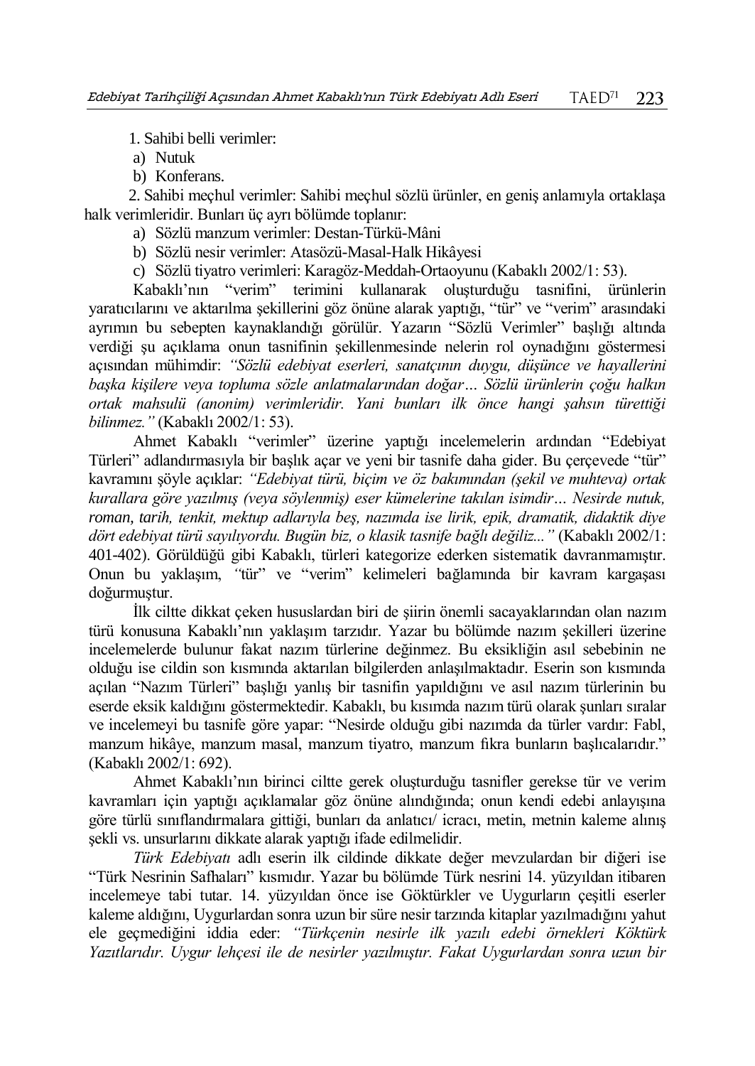1. Sahibi belli verimler:

a) Nutuk

b) Konferans.

2. Sahibi meçhul verimler: Sahibi meçhul sözlü ürünler, en geniş anlamıyla ortaklaşa halk verimleridir. Bunları üç ayrı bölümde toplanır:

a) Sözlü manzum verimler: Destan-Türkü-Mâni

b) Sözlü nesir verimler: Atasözü-Masal-Halk Hikâyesi

c) Sözlü tiyatro verimleri: Karagöz-Meddah-Ortaoyunu (Kabaklı 2002/1: 53).

Kabaklı'nın "verim" terimini kullanarak oluşturduğu tasnifini, ürünlerin yaratıcılarını ve aktarılma şekillerini göz önüne alarak yaptığı, "tür" ve "verim" arasındaki ayrımın bu sebepten kaynaklandığı görülür. Yazarın "Sözlü Verimler" başlığı altında verdiği şu açıklama onun tasnifinin şekillenmesinde nelerin rol oynadığını göstermesi açısından mühimdir: *"Sözlü edebiyat eserleri, sanatçının duygu, düşünce ve hayallerini başka kişilere veya topluma sözle anlatmalarından doğar… Sözlü ürünlerin çoğu halkın ortak mahsulü (anonim) verimleridir. Yani bunları ilk önce hangi şahsın türettiği bilinmez."* (Kabaklı 2002/1: 53).

Ahmet Kabaklı "verimler" üzerine yaptığı incelemelerin ardından "Edebiyat Türleri" adlandırmasıyla bir başlık açar ve yeni bir tasnife daha gider. Bu çerçevede "tür" kavramını şöyle açıklar: *"Edebiyat türü, biçim ve öz bakımından (şekil ve muhteva) ortak kurallara göre yazılmış (veya söylenmiş) eser kümelerine takılan isimdir… Nesirde nutuk, roman, tarih, tenkit, mektup adlarıyla beş, nazımda ise lirik, epik, dramatik, didaktik diye dört edebiyat türü sayılıyordu. Bugün biz, o klasik tasnife bağlı değiliz..."* (Kabaklı 2002/1: 401-402). Görüldüğü gibi Kabaklı, türleri kategorize ederken sistematik davranmamıştır. Onun bu yaklaşım, "tür" ve "verim" kelimeleri bağlamında bir kavram kargaşası doğurmuştur.

İlk ciltte dikkat çeken hususlardan biri de şiirin önemli sacayaklarından olan nazım türü konusuna Kabaklı'nın yaklaşım tarzıdır. Yazar bu bölümde nazım şekilleri üzerine incelemelerde bulunur fakat nazım türlerine değinmez. Bu eksikliğin asıl sebebinin ne olduğu ise cildin son kısmında aktarılan bilgilerden anlaşılmaktadır. Eserin son kısmında açılan "Nazım Türleri" başlığı yanlış bir tasnifin yapıldığını ve asıl nazım türlerinin bu eserde eksik kaldığını göstermektedir. Kabaklı, bu kısımda nazım türü olarak şunları sıralar ve incelemeyi bu tasnife göre yapar: "Nesirde olduğu gibi nazımda da türler vardır: Fabl, manzum hikâye, manzum masal, manzum tiyatro, manzum fıkra bunların başlıcalarıdır." (Kabaklı 2002/1: 692).

Ahmet Kabaklı'nın birinci ciltte gerek oluşturduğu tasnifler gerekse tür ve verim kavramları için yaptığı açıklamalar göz önüne alındığında; onun kendi edebi anlayışına göre türlü sınıflandırmalara gittiği, bunları da anlatıcı/ icracı, metin, metnin kaleme alınış şekli vs. unsurlarını dikkate alarak yaptığı ifade edilmelidir.

*Türk Edebiyatı* adlı eserin ilk cildinde dikkate değer mevzulardan bir diğeri ise "Türk Nesrinin Safhaları" kısmıdır. Yazar bu bölümde Türk nesrini 14. yüzyıldan itibaren incelemeye tabi tutar. 14. yüzyıldan önce ise Göktürkler ve Uygurların çeşitli eserler kaleme aldığını, Uygurlardan sonra uzun bir süre nesir tarzında kitaplar yazılmadığını yahut ele geçmediğini iddia eder: *"Türkçenin nesirle ilk yazılı edebi örnekleri Köktürk Yazıtlarıdır. Uygur lehçesi ile de nesirler yazılmıştır. Fakat Uygurlardan sonra uzun bir*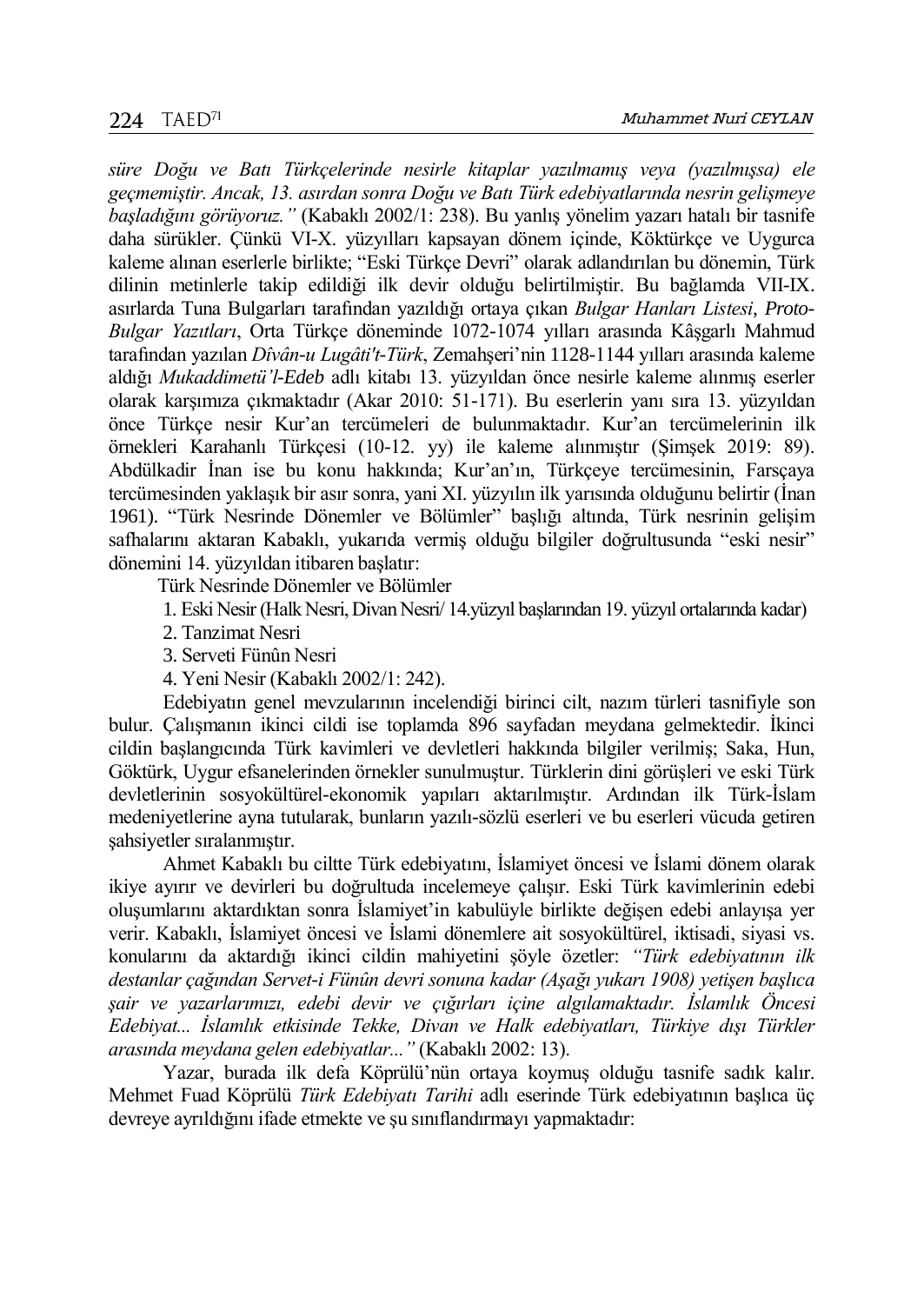*süre Doğu ve Batı Türkçelerinde nesirle kitaplar yazılmamış veya (yazılmışsa) ele geçmemiştir. Ancak, 13. asırdan sonra Doğu ve Batı Türk edebiyatlarında nesrin gelişmeye başladığını görüyoruz."* (Kabaklı 2002/1: 238). Bu yanlış yönelim yazarı hatalı bir tasnife daha sürükler. Çünkü VI-X. yüzyılları kapsayan dönem içinde, Köktürkçe ve Uygurca kaleme alınan eserlerle birlikte; "Eski Türkçe Devri" olarak adlandırılan bu dönemin, Türk dilinin metinlerle takip edildiği ilk devir olduğu belirtilmiştir. Bu bağlamda VII-IX. asırlarda Tuna Bulgarları tarafından yazıldığı ortaya çıkan *Bulgar Hanları Listesi*, *Proto-Bulgar Yazıtları*, Orta Türkçe döneminde 1072-1074 yılları arasında Kâşgarlı Mahmud tarafından yazılan *Dîvân-u Lugâti't-Türk*, Zemahşeri'nin 1128-1144 yılları arasında kaleme aldığı *Mukaddimetü'l-Edeb* adlı kitabı 13. yüzyıldan önce nesirle kaleme alınmış eserler olarak karşımıza çıkmaktadır (Akar 2010: 51-171). Bu eserlerin yanı sıra 13. yüzyıldan önce Türkçe nesir Kur'an tercümeleri de bulunmaktadır. Kur'an tercümelerinin ilk örnekleri Karahanlı Türkçesi (10-12. yy) ile kaleme alınmıştır (Şimşek 2019: 89). Abdülkadir İnan ise bu konu hakkında; Kur'an'ın, Türkçeye tercümesinin, Farsçaya tercümesinden yaklaşık bir asır sonra, yani XI. yüzyılın ilk yarısında olduğunu belirtir (İnan 1961). "Türk Nesrinde Dönemler ve Bölümler" başlığı altında, Türk nesrinin gelişim safhalarını aktaran Kabaklı, yukarıda vermiş olduğu bilgiler doğrultusunda "eski nesir" dönemini 14. yüzyıldan itibaren başlatır:

Türk Nesrinde Dönemler ve Bölümler

1. Eski Nesir (Halk Nesri, Divan Nesri/ 14.yüzyıl başlarından 19. yüzyıl ortalarında kadar)
2. Tanzimat Nesri
3. Serveti Fünûn Nesri
4. Yeni Nesir (Kabaklı 2002/1: 242).

Edebiyatın genel mevzularının incelendiği birinci cilt, nazım türleri tasnifiyle son bulur. Çalışmanın ikinci cildi ise toplamda 896 sayfadan meydana gelmektedir. İkinci cildin başlangıcında Türk kavimleri ve devletleri hakkında bilgiler verilmiş; Saka, Hun, Göktürk, Uygur efsanelerinden örnekler sunulmuştur. Türklerin dini görüşleri ve eski Türk devletlerinin sosyokültürel-ekonomik yapıları aktarılmıştır. Ardından ilk Türk-İslam medeniyetlerine ayna tutularak, bunların yazılı-sözlü eserleri ve bu eserleri vücuda getiren şahsiyetler sıralanmıştır.

Ahmet Kabaklı bu ciltte Türk edebiyatını, İslamiyet öncesi ve İslami dönem olarak ikiye ayırır ve devirleri bu doğrultuda incelemeye çalışır. Eski Türk kavimlerinin edebi oluşumlarını aktardıktan sonra İslamiyet'in kabulüyle birlikte değişen edebi anlayışa yer verir. Kabaklı, İslamiyet öncesi ve İslami dönemlere ait sosyokültürel, iktisadi, siyasi vs. konularını da aktardığı ikinci cildin mahiyetini şöyle özetler: *"Türk edebiyatının ilk destanlar çağından Servet-i Fünûn devri sonuna kadar (Aşağı yukarı 1908) yetişen başlıca şair ve yazarlarımızı, edebi devir ve çığırları içine algılamaktadır. İslamlık Öncesi Edebiyat... İslamlık etkisinde Tekke, Divan ve Halk edebiyatları, Türkiye dışı Türkler arasında meydana gelen edebiyatlar..."* (Kabaklı 2002: 13).

Yazar, burada ilk defa Köprülü'nün ortaya koymuş olduğu tasnife sadık kalır. Mehmet Fuad Köprülü *Türk Edebiyatı Tarihi* adlı eserinde Türk edebiyatının başlıca üç devreye ayrıldığını ifade etmekte ve şu sınıflandırmayı yapmaktadır: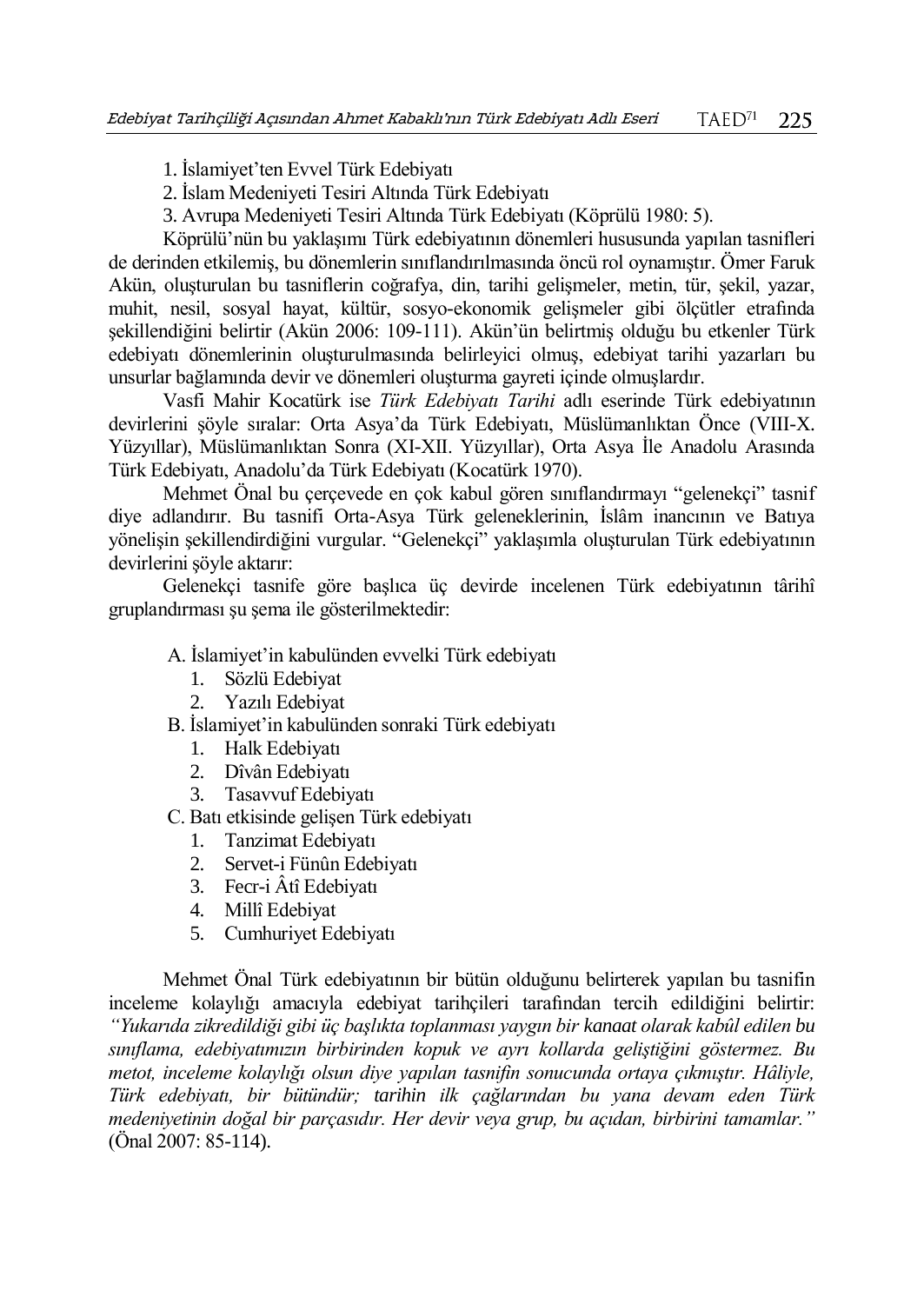1. İslamiyet'ten Evvel Türk Edebiyatı
2. İslam Medeniyeti Tesiri Altında Türk Edebiyatı
3. Avrupa Medeniyeti Tesiri Altında Türk Edebiyatı (Köprülü 1980: 5).

Köprülü'nün bu yaklaşımı Türk edebiyatının dönemleri hususunda yapılan tasnifleri de derinden etkilemiş, bu dönemlerin sınıflandırılmasında öncü rol oynamıştır. Ömer Faruk Akün, oluşturulan bu tasniflerin coğrafya, din, tarihi gelişmeler, metin, tür, şekil, yazar, muhit, nesil, sosyal hayat, kültür, sosyo-ekonomik gelişmeler gibi ölçütler etrafında şekillendiğini belirtir (Akün 2006: 109-111). Akün'ün belirtmiş olduğu bu etkenler Türk edebiyatı dönemlerinin oluşturulmasında belirleyici olmuş, edebiyat tarihi yazarları bu unsurlar bağlamında devir ve dönemleri oluşturma gayreti içinde olmuşlardır.

Vasfi Mahir Kocatürk ise *Türk Edebiyatı Tarihi* adlı eserinde Türk edebiyatının devirlerini şöyle sıralar: Orta Asya'da Türk Edebiyatı, Müslümanlıktan Önce (VIII-X. Yüzyıllar), Müslümanlıktan Sonra (XI-XII. Yüzyıllar), Orta Asya İle Anadolu Arasında Türk Edebiyatı, Anadolu'da Türk Edebiyatı (Kocatürk 1970).

Mehmet Önal bu çerçevede en çok kabul gören sınıflandırmayı "gelenekçi" tasnif diye adlandırır. Bu tasnifi Orta-Asya Türk geleneklerinin, İslâm inancının ve Batıya yönelişin şekillendirdiğini vurgular. "Gelenekçi" yaklaşımla oluşturulan Türk edebiyatının devirlerini şöyle aktarır:

Gelenekçi tasnife göre başlıca üç devirde incelenen Türk edebiyatının târihî gruplandırması şu şema ile gösterilmektedir:

A. İslamiyet'in kabulünden evvelki Türk edebiyatı
   1. Sözlü Edebiyat
   2. Yazılı Edebiyat

B. İslamiyet'in kabulünden sonraki Türk edebiyatı
   1. Halk Edebiyatı
   2. Dîvân Edebiyatı
   3. Tasavvuf Edebiyatı

C. Batı etkisinde gelişen Türk edebiyatı
   1. Tanzimat Edebiyatı
   2. Servet-i Fünûn Edebiyatı
   3. Fecr-i Âtî Edebiyatı
   4. Millî Edebiyat
   5. Cumhuriyet Edebiyatı

Mehmet Önal Türk edebiyatının bir bütün olduğunu belirterek yapılan bu tasnifin inceleme kolaylığı amacıyla edebiyat tarihçileri tarafından tercih edildiğini belirtir: *"Yukarıda zikredildiği gibi üç başlıkta toplanması yaygın bir kanaat olarak kabûl edilen bu sınıflama, edebiyatımızın birbirinden kopuk ve ayrı kollarda geliştiğini göstermez. Bu metot, inceleme kolaylığı olsun diye yapılan tasnifin sonucunda ortaya çıkmıştır. Hâliyle, Türk edebiyatı, bir bütündür; tarihin ilk çağlarından bu yana devam eden Türk medeniyetinin doğal bir parçasıdır. Her devir veya grup, bu açıdan, birbirini tamamlar."* (Önal 2007: 85-114).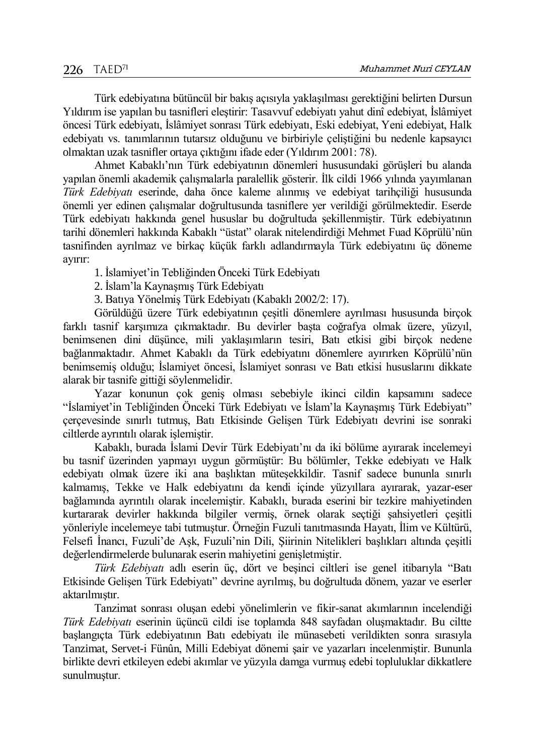Türk edebiyatına bütüncül bir bakış açısıyla yaklaşılması gerektiğini belirten Dursun Yıldırım ise yapılan bu tasnifleri eleştirir: Tasavvuf edebiyatı yahut dinî edebiyat, İslâmiyet öncesi Türk edebiyatı, İslâmiyet sonrası Türk edebiyatı, Eski edebiyat, Yeni edebiyat, Halk edebiyatı vs. tanımlarının tutarsız olduğunu ve birbiriyle çeliştiğini bu nedenle kapsayıcı olmaktan uzak tasnifler ortaya çıktığını ifade eder (Yıldırım 2001: 78).

Ahmet Kabaklı'nın Türk edebiyatının dönemleri hususundaki görüşleri bu alanda yapılan önemli akademik çalışmalarla paralellik gösterir. İlk cildi 1966 yılında yayımlanan *Türk Edebiyatı* eserinde, daha önce kaleme alınmış ve edebiyat tarihçiliği hususunda önemli yer edinen çalışmalar doğrultusunda tasniflere yer verildiği görülmektedir. Eserde Türk edebiyatı hakkında genel hususlar bu doğrultuda şekillenmiştir. Türk edebiyatının tarihi dönemleri hakkında Kabaklı "üstat" olarak nitelendirdiği Mehmet Fuad Köprülü'nün tasnifinden ayrılmaz ve birkaç küçük farklı adlandırmayla Türk edebiyatını üç döneme ayırır:

1. İslamiyet'in Tebliğinden Önceki Türk Edebiyatı
2. İslam'la Kaynaşmış Türk Edebiyatı
3. Batıya Yönelmiş Türk Edebiyatı (Kabaklı 2002/2: 17).

Görüldüğü üzere Türk edebiyatının çeşitli dönemlere ayrılması hususunda birçok farklı tasnif karşımıza çıkmaktadır. Bu devirler başta coğrafya olmak üzere, yüzyıl, benimsenen dini düşünce, mili yaklaşımların tesiri, Batı etkisi gibi birçok nedene bağlanmaktadır. Ahmet Kabaklı da Türk edebiyatını dönemlere ayırırken Köprülü'nün benimsemiş olduğu; İslamiyet öncesi, İslamiyet sonrası ve Batı etkisi hususlarını dikkate alarak bir tasnife gittiği söylenmelidir.

Yazar konunun çok geniş olması sebebiyle ikinci cildin kapsamını sadece "İslamiyet'in Tebliğinden Önceki Türk Edebiyatı ve İslam'la Kaynaşmış Türk Edebiyatı" çerçevesinde sınırlı tutmuş, Batı Etkisinde Gelişen Türk Edebiyatı devrini ise sonraki ciltlerde ayrıntılı olarak işlemiştir.

Kabaklı, burada İslami Devir Türk Edebiyatı'nı da iki bölüme ayırarak incelemeyi bu tasnif üzerinden yapmayı uygun görmüştür: Bu bölümler, Tekke edebiyatı ve Halk edebiyatı olmak üzere iki ana başlıktan müteşekkildir. Tasnif sadece bununla sınırlı kalmamış, Tekke ve Halk edebiyatını da kendi içinde yüzyıllara ayırarak, yazar-eser bağlamında ayrıntılı olarak incelemiştir. Kabaklı, burada eserini bir tezkire mahiyetinden kurtararak devirler hakkında bilgiler vermiş, örnek olarak seçtiği şahsiyetleri çeşitli yönleriyle incelemeye tabi tutmuştur. Örneğin Fuzuli tanıtmasında Hayatı, İlim ve Kültürü, Felsefi İnancı, Fuzuli'de Aşk, Fuzuli'nin Dili, Şiirinin Nitelikleri başlıkları altında çeşitli değerlendirmelerde bulunarak eserin mahiyetini genişletmiştir.

*Türk Edebiyatı* adlı eserin üç, dört ve beşinci ciltleri ise genel itibarıyla "Batı Etkisinde Gelişen Türk Edebiyatı" devrine ayrılmış, bu doğrultuda dönem, yazar ve eserler aktarılmıştır.

Tanzimat sonrası oluşan edebi yönelimlerin ve fikir-sanat akımlarının incelendiği *Türk Edebiyatı* eserinin üçüncü cildi ise toplamda 848 sayfadan oluşmaktadır. Bu ciltte başlangıçta Türk edebiyatının Batı edebiyatı ile münasebeti verildikten sonra sırasıyla Tanzimat, Servet-i Fünûn, Milli Edebiyat dönemi şair ve yazarları incelenmiştir. Bununla birlikte devri etkileyen edebi akımlar ve yüzyıla damga vurmuş edebi topluluklar dikkatlere sunulmuştur.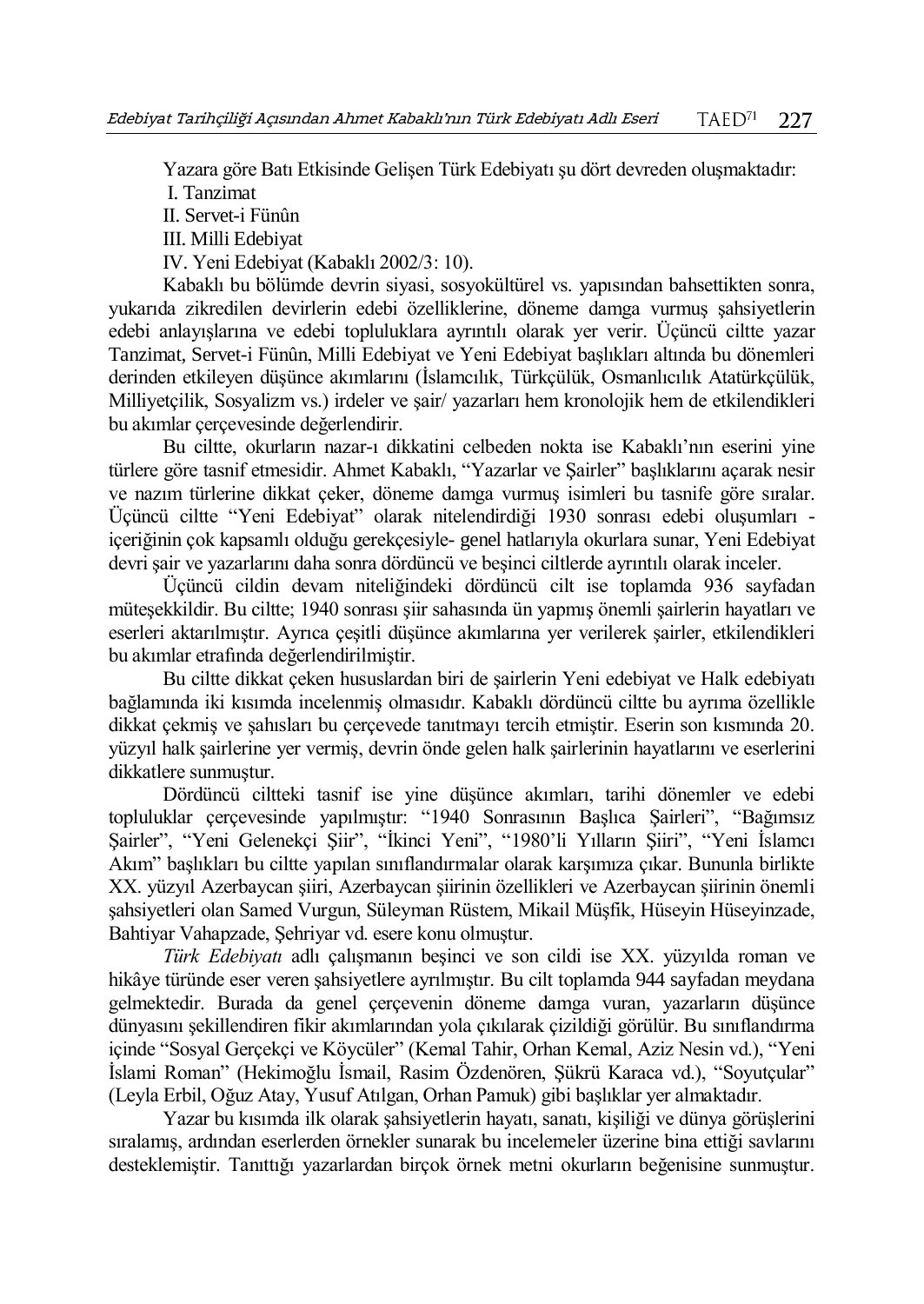Yazara göre Batı Etkisinde Gelişen Türk Edebiyatı şu dört devreden oluşmaktadır:

I. Tanzimat
II. Servet-i Fünûn
III. Milli Edebiyat
IV. Yeni Edebiyat (Kabaklı 2002/3: 10).

Kabaklı bu bölümde devrin siyasi, sosyokültürel vs. yapısından bahsettikten sonra, yukarıda zikredilen devirlerin edebi özelliklerine, döneme damga vurmuş şahsiyetlerin edebi anlayışlarına ve edebi topluluklara ayrıntılı olarak yer verir. Üçüncü ciltte yazar Tanzimat, Servet-i Fünûn, Milli Edebiyat ve Yeni Edebiyat başlıkları altında bu dönemleri derinden etkileyen düşünce akımlarını (İslamcılık, Türkçülük, Osmanlıcılık Atatürkçülük, Milliyetçilik, Sosyalizm vs.) irdeler ve şair/ yazarları hem kronolojik hem de etkilendikleri bu akımlar çerçevesinde değerlendirir.

Bu ciltte, okurların nazar-ı dikkatini celbeden nokta ise Kabaklı'nın eserini yine türlere göre tasnif etmesidir. Ahmet Kabaklı, "Yazarlar ve Şairler" başlıklarını açarak nesir ve nazım türlerine dikkat çeker, döneme damga vurmuş isimleri bu tasnife göre sıralar. Üçüncü ciltte "Yeni Edebiyat" olarak nitelendirdiği 1930 sonrası edebi oluşumları -içeriğinin çok kapsamlı olduğu gerekçesiyle- genel hatlarıyla okurlara sunar, Yeni Edebiyat devri şair ve yazarlarını daha sonra dördüncü ve beşinci ciltlerde ayrıntılı olarak inceler.

Üçüncü cildin devam niteliğindeki dördüncü cilt ise toplamda 936 sayfadan müteşekkildir. Bu ciltte; 1940 sonrası şiir sahasında ün yapmış önemli şairlerin hayatları ve eserleri aktarılmıştır. Ayrıca çeşitli düşünce akımlarına yer verilerek şairler, etkilendikleri bu akımlar etrafında değerlendirilmiştir.

Bu ciltte dikkat çeken hususlardan biri de şairlerin Yeni edebiyat ve Halk edebiyatı bağlamında iki kısımda incelenmiş olmasıdır. Kabaklı dördüncü ciltte bu ayrıma özellikle dikkat çekmiş ve şahısları bu çerçevede tanıtmayı tercih etmiştir. Eserin son kısmında 20. yüzyıl halk şairlerine yer vermiş, devrin önde gelen halk şairlerinin hayatlarını ve eserlerini dikkatlere sunmuştur.

Dördüncü ciltteki tasnif ise yine düşünce akımları, tarihi dönemler ve edebi topluluklar çerçevesinde yapılmıştır: "1940 Sonrasının Başlıca Şairleri", "Bağımsız Şairler", "Yeni Gelenekçi Şiir", "İkinci Yeni", "1980'li Yılların Şiiri", "Yeni İslamcı Akım" başlıkları bu ciltte yapılan sınıflandırmalar olarak karşımıza çıkar. Bununla birlikte XX. yüzyıl Azerbaycan şiiri, Azerbaycan şiirinin özellikleri ve Azerbaycan şiirinin önemli şahsiyetleri olan Samed Vurgun, Süleyman Rüstem, Mikail Müşfik, Hüseyin Hüseyinzade, Bahtiyar Vahapzade, Şehriyar vd. esere konu olmuştur.

*Türk Edebiyatı* adlı çalışmanın beşinci ve son cildi ise XX. yüzyılda roman ve hikâye türünde eser veren şahsiyetlere ayrılmıştır. Bu cilt toplamda 944 sayfadan meydana gelmektedir. Burada da genel çerçevenin döneme damga vuran, yazarların düşünce dünyasını şekillendiren fikir akımlarından yola çıkılarak çizildiği görülür. Bu sınıflandırma içinde "Sosyal Gerçekçi ve Köycüler" (Kemal Tahir, Orhan Kemal, Aziz Nesin vd.), "Yeni İslami Roman" (Hekimoğlu İsmail, Rasim Özdenören, Şükrü Karaca vd.), "Soyutçular" (Leyla Erbil, Oğuz Atay, Yusuf Atılgan, Orhan Pamuk) gibi başlıklar yer almaktadır.

Yazar bu kısımda ilk olarak şahsiyetlerin hayatı, sanatı, kişiliği ve dünya görüşlerini sıralamış, ardından eserlerden örnekler sunarak bu incelemeler üzerine bina ettiği savlarını desteklemiştir. Tanıttığı yazarlardan birçok örnek metni okurların beğenisine sunmuştur.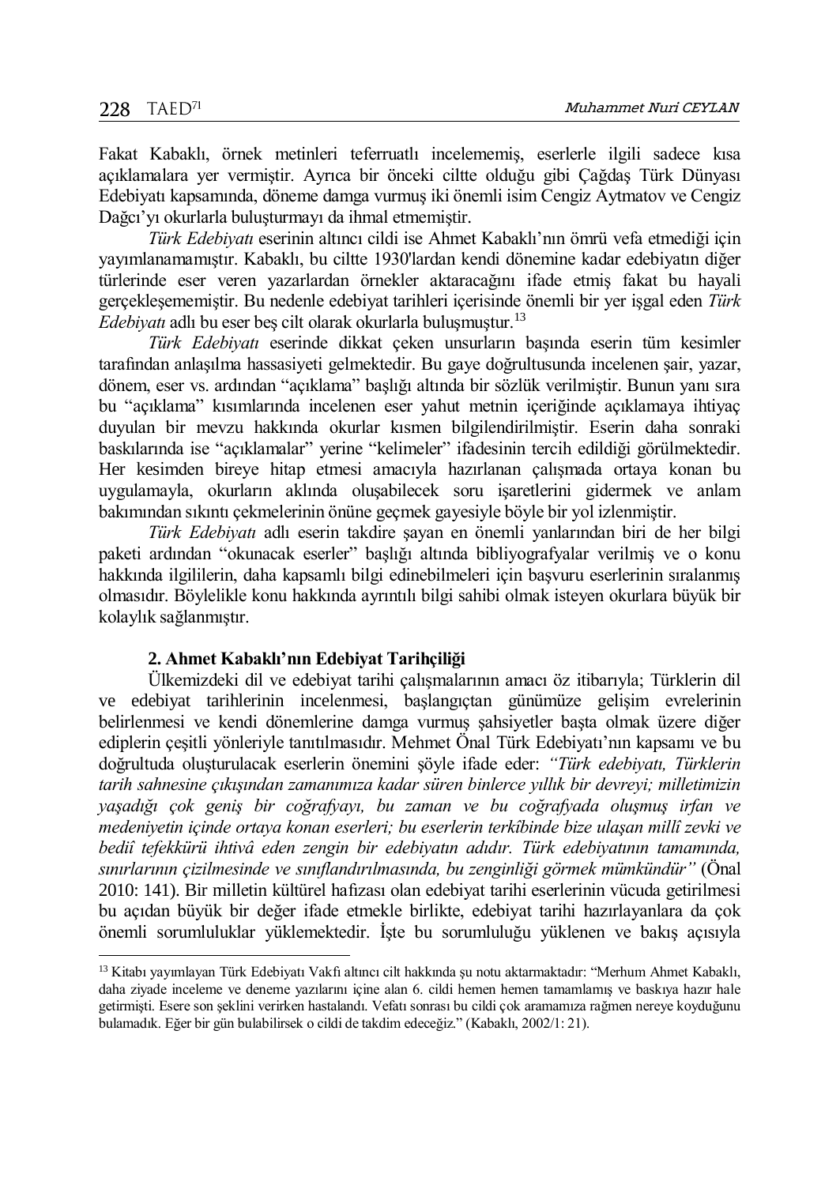Fakat Kabaklı, örnek metinleri teferruatlı incelememiş, eserlerle ilgili sadece kısa açıklamalara yer vermiştir. Ayrıca bir önceki ciltte olduğu gibi Çağdaş Türk Dünyası Edebiyatı kapsamında, döneme damga vurmuş iki önemli isim Cengiz Aytmatov ve Cengiz Dağcı'yı okurlarla buluşturmayı da ihmal etmemiştir.

*Türk Edebiyatı* eserinin altıncı cildi ise Ahmet Kabaklı'nın ömrü vefa etmediği için yayımlanamamıştır. Kabaklı, bu ciltte 1930'lardan kendi dönemine kadar edebiyatın diğer türlerinde eser veren yazarlardan örnekler aktaracağını ifade etmiş fakat bu hayali gerçekleşememiştir. Bu nedenle edebiyat tarihleri içerisinde önemli bir yer işgal eden *Türk Edebiyatı* adlı bu eser beş cilt olarak okurlarla buluşmuştur.[13]

*Türk Edebiyatı* eserinde dikkat çeken unsurların başında eserin tüm kesimler tarafından anlaşılma hassasiyeti gelmektedir. Bu gaye doğrultusunda incelenen şair, yazar, dönem, eser vs. ardından "açıklama" başlığı altında bir sözlük verilmiştir. Bunun yanı sıra bu "açıklama" kısımlarında incelenen eser yahut metnin içeriğinde açıklamaya ihtiyaç duyulan bir mevzu hakkında okurlar kısmen bilgilendirilmiştir. Eserin daha sonraki baskılarında ise "açıklamalar" yerine "kelimeler" ifadesinin tercih edildiği görülmektedir. Her kesimden bireye hitap etmesi amacıyla hazırlanan çalışmada ortaya konan bu uygulamayla, okurların aklında oluşabilecek soru işaretlerini gidermek ve anlam bakımından sıkıntı çekmelerinin önüne geçmek gayesiyle böyle bir yol izlenmiştir.

*Türk Edebiyatı* adlı eserin takdire şayan en önemli yanlarından biri de her bilgi paketi ardından "okunacak eserler" başlığı altında bibliyografyalar verilmiş ve o konu hakkında ilgililerin, daha kapsamlı bilgi edinebilmeleri için başvuru eserlerinin sıralanmış olmasıdır. Böylelikle konu hakkında ayrıntılı bilgi sahibi olmak isteyen okurlara büyük bir kolaylık sağlanmıştır.

## 2. Ahmet Kabaklı'nın Edebiyat Tarihçiliği

Ülkemizdeki dil ve edebiyat tarihi çalışmalarının amacı öz itibarıyla; Türklerin dil ve edebiyat tarihlerinin incelenmesi, başlangıçtan günümüze gelişim evrelerinin belirlenmesi ve kendi dönemlerine damga vurmuş şahsiyetler başta olmak üzere diğer ediplerin çeşitli yönleriyle tanıtılmasıdır. Mehmet Önal Türk Edebiyatı'nın kapsamı ve bu doğrultuda oluşturulacak eserlerin önemini şöyle ifade eder: *"Türk edebiyatı, Türklerin tarih sahnesine çıkışından zamanımıza kadar süren binlerce yıllık bir devreyi; milletimizin yaşadığı çok geniş bir coğrafyayı, bu zaman ve bu coğrafyada oluşmuş irfan ve medeniyetin içinde ortaya konan eserleri; bu eserlerin terkîbinde bize ulaşan millî zevki ve bedîî tefekkürü ihtivâ eden zengin bir edebiyatın adıdır. Türk edebiyatının tamamında, sınırlarının çizilmesinde ve sınıflandırılmasında, bu zenginliği görmek mümkündür"* (Önal 2010: 141). Bir milletin kültürel hafızası olan edebiyat tarihi eserlerinin vücuda getirilmesi bu açıdan büyük bir değer ifade etmekle birlikte, edebiyat tarihi hazırlayanlara da çok önemli sorumluluklar yüklemektedir. İşte bu sorumluluğu yüklenen ve bakış açısıyla

---

[13] Kitabı yayımlayan Türk Edebiyatı Vakfı altıncı cilt hakkında şu notu aktarmaktadır: "Merhum Ahmet Kabaklı, daha ziyade inceleme ve deneme yazılarını içine alan 6. cildi hemen hemen tamamlamış ve baskıya hazır hale getirmişti. Esere son şeklini verirken hastalandı. Vefatı sonrası bu cildi çok aramamıza rağmen nereye koyduğunu bulamadık. Eğer bir gün bulabilirsek o cildi de takdim edeceğiz." (Kabaklı, 2002/1: 21).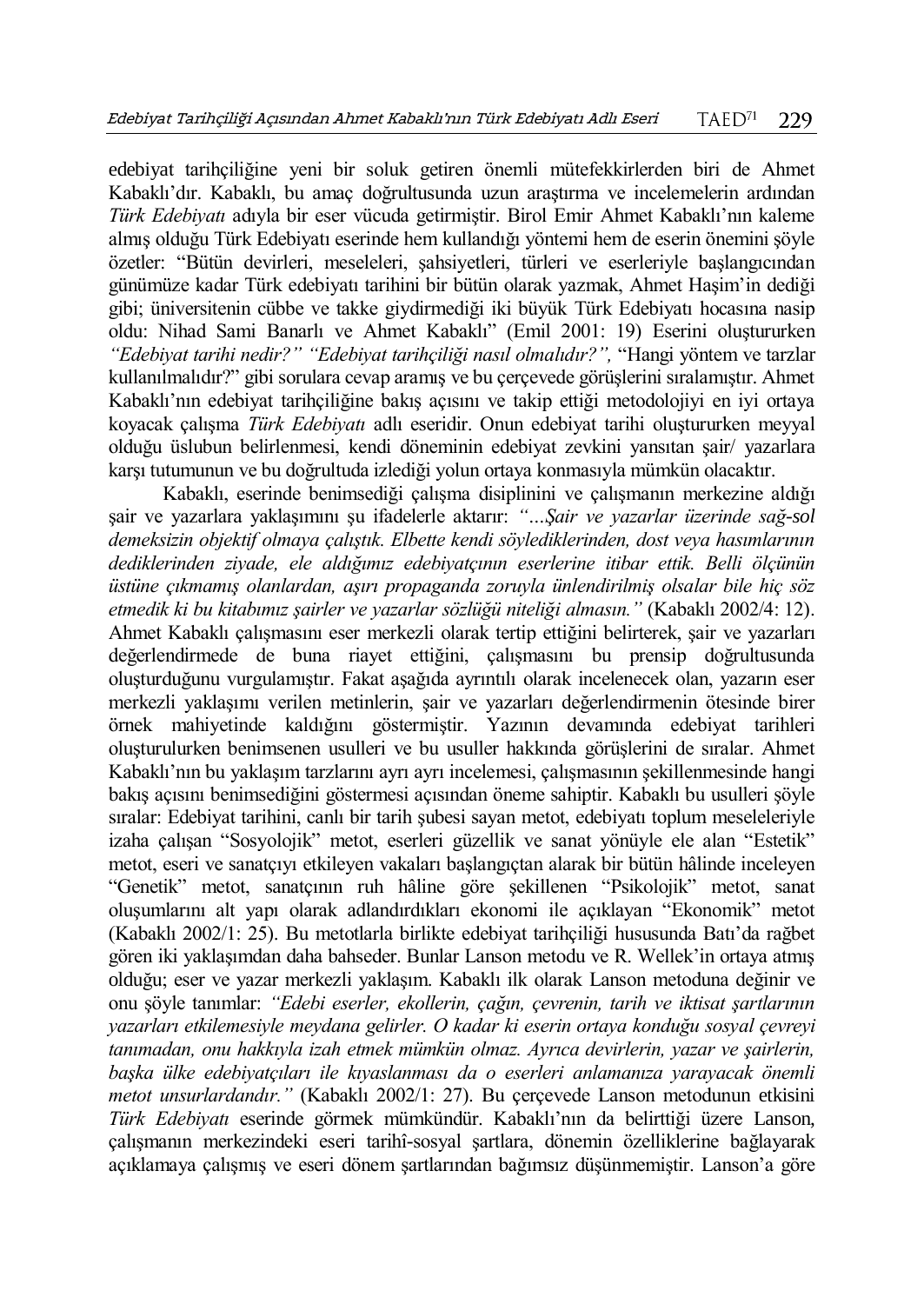edebiyat tarihçiliğine yeni bir soluk getiren önemli mütefekkirlerden biri de Ahmet Kabaklı'dır. Kabaklı, bu amaç doğrultusunda uzun araştırma ve incelemelerin ardından *Türk Edebiyatı* adıyla bir eser vücuda getirmiştir. Birol Emir Ahmet Kabaklı'nın kaleme almış olduğu Türk Edebiyatı eserinde hem kullandığı yöntemi hem de eserin önemini şöyle özetler: "Bütün devirleri, meseleleri, şahsiyetleri, türleri ve eserleriyle başlangıcından günümüze kadar Türk edebiyatı tarihini bir bütün olarak yazmak, Ahmet Haşim'in dediği gibi; üniversitenin cübbe ve takke giydirmediği iki büyük Türk Edebiyatı hocasına nasip oldu: Nihad Sami Banarlı ve Ahmet Kabaklı" (Emil 2001: 19) Eserini oluştururken *"Edebiyat tarihi nedir?" "Edebiyat tarihçiliği nasıl olmalıdır?",* "Hangi yöntem ve tarzlar kullanılmalıdır?" gibi sorulara cevap aramış ve bu çerçevede görüşlerini sıralamıştır. Ahmet Kabaklı'nın edebiyat tarihçiliğine bakış açısını ve takip ettiği metodolojiyi en iyi ortaya koyacak çalışma *Türk Edebiyatı* adlı eseridir. Onun edebiyat tarihi oluştururken meyyal olduğu üslubun belirlenmesi, kendi döneminin edebiyat zevkini yansıtan şair/ yazarlara karşı tutumunun ve bu doğrultuda izlediği yolun ortaya konmasıyla mümkün olacaktır.

Kabaklı, eserinde benimsediği çalışma disiplinini ve çalışmanın merkezine aldığı şair ve yazarlara yaklaşımını şu ifadelerle aktarır: *"…Şair ve yazarlar üzerinde sağ-sol demeksizin objektif olmaya çalıştık. Elbette kendi söylediklerinden, dost veya hasımlarının dediklerinden ziyade, ele aldığımız edebiyatçının eserlerine itibar ettik. Belli ölçünün üstüne çıkmamış olanlardan, aşırı propaganda zoruyla ünlendirilmiş olsalar bile hiç söz etmedik ki bu kitabımız şairler ve yazarlar sözlüğü niteliği almasın."* (Kabaklı 2002/4: 12). Ahmet Kabaklı çalışmasını eser merkezli olarak tertip ettiğini belirterek, şair ve yazarları değerlendirmede de buna riayet ettiğini, çalışmasını bu prensip doğrultusunda oluşturduğunu vurgulamıştır. Fakat aşağıda ayrıntılı olarak incelenecek olan, yazarın eser merkezli yaklaşımı verilen metinlerin, şair ve yazarları değerlendirmenin ötesinde birer örnek mahiyetinde kaldığını göstermiştir. Yazının devamında edebiyat tarihleri oluşturulurken benimsenen usulleri ve bu usuller hakkında görüşlerini de sıralar. Ahmet Kabaklı'nın bu yaklaşım tarzlarını ayrı ayrı incelemesi, çalışmasının şekillenmesinde hangi bakış açısını benimsediğini göstermesi açısından öneme sahiptir. Kabaklı bu usulleri şöyle sıralar: Edebiyat tarihini, canlı bir tarih şubesi sayan metot, edebiyatı toplum meseleleriyle izaha çalışan "Sosyolojik" metot, eserleri güzellik ve sanat yönüyle ele alan "Estetik" metot, eseri ve sanatçıyı etkileyen vakaları başlangıçtan alarak bir bütün hâlinde inceleyen "Genetik" metot, sanatçının ruh hâline göre şekillenen "Psikolojik" metot, sanat oluşumlarını alt yapı olarak adlandırdıkları ekonomi ile açıklayan "Ekonomik" metot (Kabaklı 2002/1: 25). Bu metotlarla birlikte edebiyat tarihçiliği hususunda Batı'da rağbet gören iki yaklaşımdan daha bahseder. Bunlar Lanson metodu ve R. Wellek'in ortaya atmış olduğu; eser ve yazar merkezli yaklaşım. Kabaklı ilk olarak Lanson metoduna değinir ve onu şöyle tanımlar: *"Edebi eserler, ekollerin, çağın, çevrenin, tarih ve iktisat şartlarının yazarları etkilemesiyle meydana gelirler. O kadar ki eserin ortaya konduğu sosyal çevreyi tanımadan, onu hakkıyla izah etmek mümkün olmaz. Ayrıca devirlerin, yazar ve şairlerin, başka ülke edebiyatçıları ile kıyaslanması da o eserleri anlamanıza yarayacak önemli metot unsurlardandır."* (Kabaklı 2002/1: 27). Bu çerçevede Lanson metodunun etkisini *Türk Edebiyatı* eserinde görmek mümkündür. Kabaklı'nın da belirttiği üzere Lanson, çalışmanın merkezindeki eseri tarihî-sosyal şartlara, dönemin özelliklerine bağlayarak açıklamaya çalışmış ve eseri dönem şartlarından bağımsız düşünmemiştir. Lanson'a göre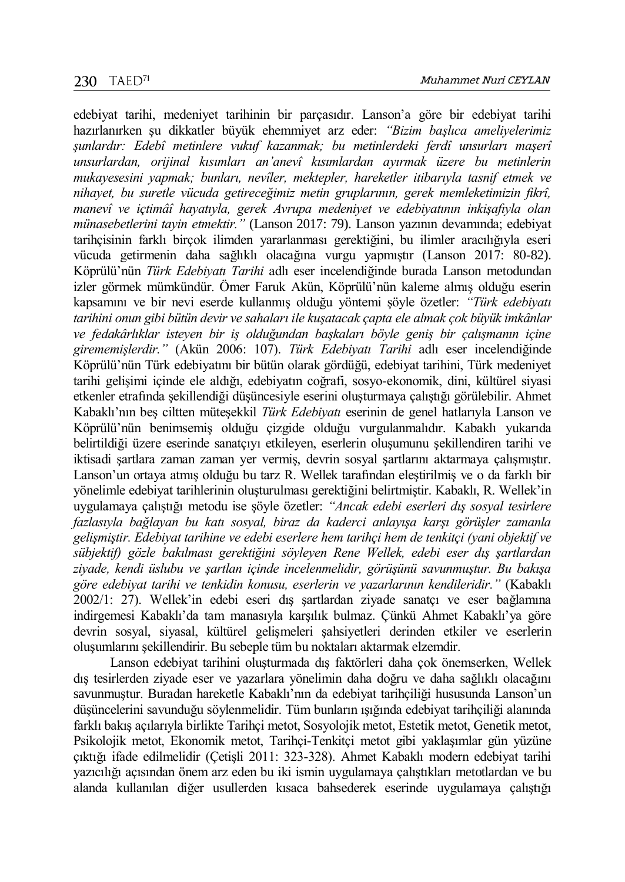edebiyat tarihi, medeniyet tarihinin bir parçasıdır. Lanson'a göre bir edebiyat tarihi hazırlanırken şu dikkatler büyük ehemmiyet arz eder: *"Bizim başlıca ameliyelerimiz şunlardır: Edebî metinlere vukuf kazanmak; bu metinlerdeki ferdî unsurları maşerî unsurlardan, orijinal kısımları an'anevî kısımlardan ayırmak üzere bu metinlerin mukayesesini yapmak; bunları, nevîler, mektepler, hareketler itibarıyla tasnif etmek ve nihayet, bu suretle vücuda getireceğimiz metin gruplarının, gerek memleketimizin fikrî, manevî ve içtimâî hayatıyla, gerek Avrupa medeniyet ve edebiyatının inkişafıyla olan münasebetlerini tayin etmektir."* (Lanson 2017: 79). Lanson yazının devamında; edebiyat tarihçisinin farklı birçok ilimden yararlanması gerektiğini, bu ilimler aracılığıyla eseri vücuda getirmenin daha sağlıklı olacağına vurgu yapmıştır (Lanson 2017: 80-82). Köprülü'nün *Türk Edebiyatı Tarihi* adlı eser incelendiğinde burada Lanson metodundan izler görmek mümkündür. Ömer Faruk Akün, Köprülü'nün kaleme almış olduğu eserin kapsamını ve bir nevi eserde kullanmış olduğu yöntemi şöyle özetler: *"Türk edebiyatı tarihini onun gibi bütün devir ve sahaları ile kuşatacak çapta ele almak çok büyük imkânlar ve fedakârlıklar isteyen bir iş olduğundan başkaları böyle geniş bir çalışmanın içine girememişlerdir."* (Akün 2006: 107). *Türk Edebiyatı Tarihi* adlı eser incelendiğinde Köprülü'nün Türk edebiyatını bir bütün olarak gördüğü, edebiyat tarihini, Türk medeniyet tarihi gelişimi içinde ele aldığı, edebiyatın coğrafi, sosyo-ekonomik, dini, kültürel siyasi etkenler etrafında şekillendiği düşüncesiyle eserini oluşturmaya çalıştığı görülebilir. Ahmet Kabaklı'nın beş ciltten müteşekkil *Türk Edebiyatı* eserinin de genel hatlarıyla Lanson ve Köprülü'nün benimsemiş olduğu çizgide olduğu vurgulanmalıdır. Kabaklı yukarıda belirtildiği üzere eserinde sanatçıyı etkileyen, eserlerin oluşumunu şekillendiren tarihi ve iktisadi şartlara zaman zaman yer vermiş, devrin sosyal şartlarını aktarmaya çalışmıştır. Lanson'un ortaya atmış olduğu bu tarz R. Wellek tarafından eleştirilmiş ve o da farklı bir yönelimle edebiyat tarihlerinin oluşturulması gerektiğini belirtmiştir. Kabaklı, R. Wellek'in uygulamaya çalıştığı metodu ise şöyle özetler: *"Ancak edebi eserleri dış sosyal tesirlere fazlasıyla bağlayan bu katı sosyal, biraz da kaderci anlayışa karşı görüşler zamanla gelişmiştir. Edebiyat tarihine ve edebi eserlere hem tarihçi hem de tenkitçi (yani objektif ve sübjektif) gözle bakılması gerektiğini söyleyen Rene Wellek, edebi eser dış şartlardan ziyade, kendi üslubu ve şartlan içinde incelenmelidir, görüşünü savunmuştur. Bu bakışa göre edebiyat tarihi ve tenkidin konusu, eserlerin ve yazarlarının kendileridir."* (Kabaklı 2002/1: 27). Wellek'in edebi eseri dış şartlardan ziyade sanatçı ve eser bağlamına indirgemesi Kabaklı'da tam manasıyla karşılık bulmaz. Çünkü Ahmet Kabaklı'ya göre devrin sosyal, siyasal, kültürel gelişmeleri şahsiyetleri derinden etkiler ve eserlerin oluşumlarını şekillendirir. Bu sebeple tüm bu noktaları aktarmak elzemdir.

Lanson edebiyat tarihini oluşturmada dış faktörleri daha çok önemserken, Wellek dış tesirlerden ziyade eser ve yazarlara yönelimin daha doğru ve daha sağlıklı olacağını savunmuştur. Buradan hareketle Kabaklı'nın da edebiyat tarihçiliği hususunda Lanson'un düşüncelerini savunduğu söylenmelidir. Tüm bunların ışığında edebiyat tarihçiliği alanında farklı bakış açılarıyla birlikte Tarihçi metot, Sosyolojik metot, Estetik metot, Genetik metot, Psikolojik metot, Ekonomik metot, Tarihçi-Tenkitçi metot gibi yaklaşımlar gün yüzüne çıktığı ifade edilmelidir (Çetişli 2011: 323-328). Ahmet Kabaklı modern edebiyat tarihi yazıcılığı açısından önem arz eden bu iki ismin uygulamaya çalıştıkları metotlardan ve bu alanda kullanılan diğer usullerden kısaca bahsederek eserinde uygulamaya çalıştığı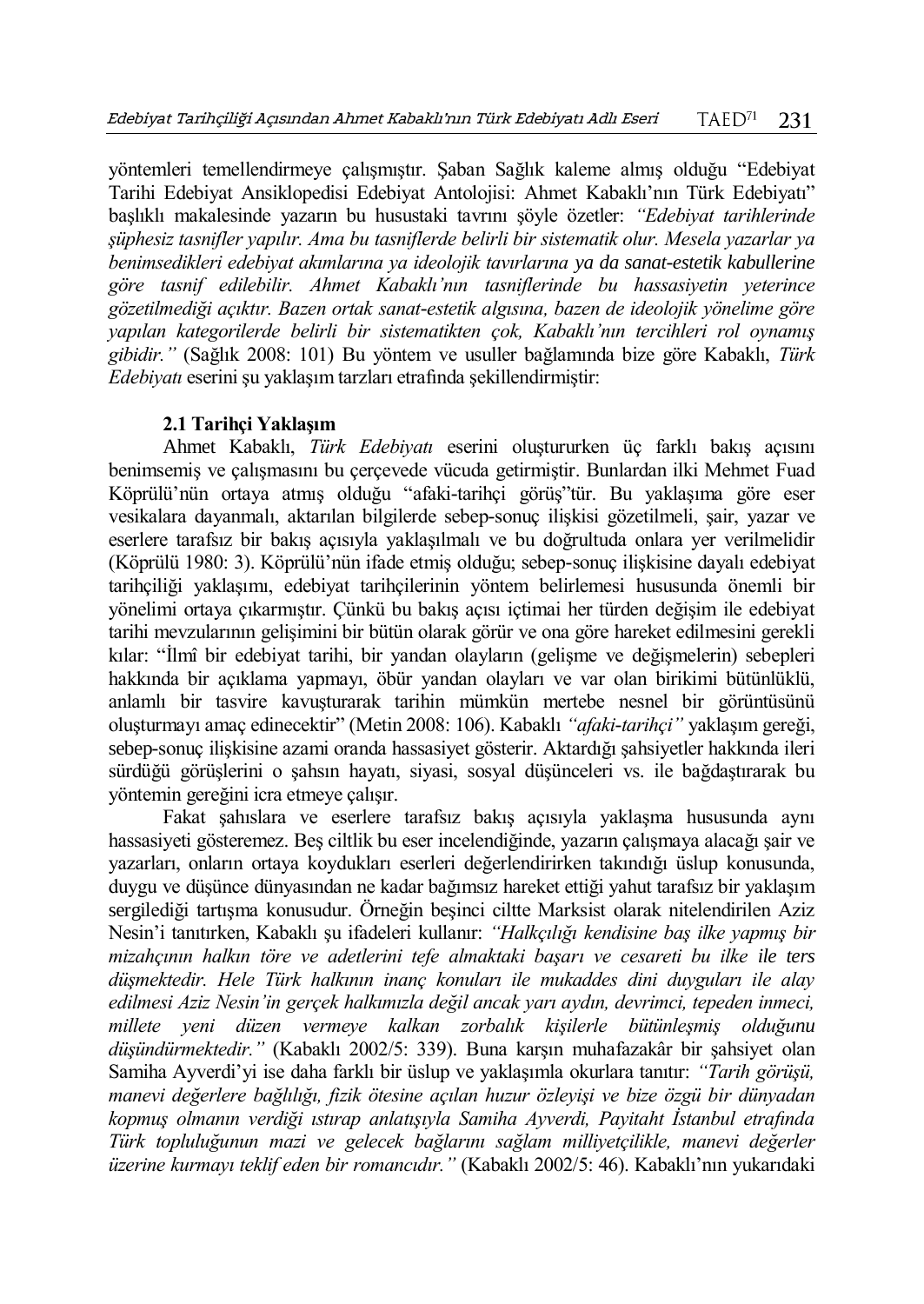yöntemleri temellendirmeye çalışmıştır. Şaban Sağlık kaleme almış olduğu "Edebiyat Tarihi Edebiyat Ansiklopedisi Edebiyat Antolojisi: Ahmet Kabaklı'nın Türk Edebiyatı" başlıklı makalesinde yazarın bu husustaki tavrını şöyle özetler: *"Edebiyat tarihlerinde şüphesiz tasnifler yapılır. Ama bu tasniflerde belirli bir sistematik olur. Mesela yazarlar ya benimsedikleri edebiyat akımlarına ya ideolojik tavırlarına ya da sanat-estetik kabullerine göre tasnif edilebilir. Ahmet Kabaklı'nın tasniflerinde bu hassasiyetin yeterince gözetilmediği açıktır. Bazen ortak sanat-estetik algısına, bazen de ideolojik yönelime göre yapılan kategorilerde belirli bir sistematikten çok, Kabaklı'nın tercihleri rol oynamış gibidir."* (Sağlık 2008: 101) Bu yöntem ve usuller bağlamında bize göre Kabaklı, *Türk Edebiyatı* eserini şu yaklaşım tarzları etrafında şekillendirmiştir:

### 2.1 Tarihçi Yaklaşım

Ahmet Kabaklı, *Türk Edebiyatı* eserini oluştururken üç farklı bakış açısını benimsemiş ve çalışmasını bu çerçevede vücuda getirmiştir. Bunlardan ilki Mehmet Fuad Köprülü'nün ortaya atmış olduğu "afaki-tarihçi görüş"tür. Bu yaklaşıma göre eser vesikalara dayanmalı, aktarılan bilgilerde sebep-sonuç ilişkisi gözetilmeli, şair, yazar ve eserlere tarafsız bir bakış açısıyla yaklaşılmalı ve bu doğrultuda onlara yer verilmelidir (Köprülü 1980: 3). Köprülü'nün ifade etmiş olduğu; sebep-sonuç ilişkisine dayalı edebiyat tarihçiliği yaklaşımı, edebiyat tarihçilerinin yöntem belirlemesi hususunda önemli bir yönelimi ortaya çıkarmıştır. Çünkü bu bakış açısı içtimai her türden değişim ile edebiyat tarihi mevzularının gelişimini bir bütün olarak görür ve ona göre hareket edilmesini gerekli kılar: "İlmî bir edebiyat tarihi, bir yandan olayların (gelişme ve değişmelerin) sebepleri hakkında bir açıklama yapmayı, öbür yandan olayları ve var olan birikimi bütünlüklü, anlamlı bir tasvire kavuşturarak tarihin mümkün mertebe nesnel bir görüntüsünü oluşturmayı amaç edinecektir" (Metin 2008: 106). Kabaklı *"afaki-tarihçi"* yaklaşım gereği, sebep-sonuç ilişkisine azami oranda hassasiyet gösterir. Aktardığı şahsiyetler hakkında ileri sürdüğü görüşlerini o şahsın hayatı, siyasi, sosyal düşünceleri vs. ile bağdaştırarak bu yöntemin gereğini icra etmeye çalışır.

Fakat şahıslara ve eserlere tarafsız bakış açısıyla yaklaşma hususunda aynı hassasiyeti gösteremez. Beş ciltlik bu eser incelendiğinde, yazarın çalışmaya alacağı şair ve yazarları, onların ortaya koydukları eserleri değerlendirirken takındığı üslup konusunda, duygu ve düşünce dünyasından ne kadar bağımsız hareket ettiği yahut tarafsız bir yaklaşım sergilediği tartışma konusudur. Örneğin beşinci ciltte Marksist olarak nitelendirilen Aziz Nesin'i tanıtırken, Kabaklı şu ifadeleri kullanır: *"Halkçılığı kendisine baş ilke yapmış bir mizahçının halkın töre ve adetlerini tefe almaktaki başarı ve cesareti bu ilke ile ters düşmektedir. Hele Türk halkının inanç konuları ile mukaddes dini duyguları ile alay edilmesi Aziz Nesin'in gerçek halkımızla değil ancak yarı aydın, devrimci, tepeden inmeci, millete yeni düzen vermeye kalkan zorbalık kişilerle bütünleşmiş olduğunu düşündürmektedir."* (Kabaklı 2002/5: 339). Buna karşın muhafazakâr bir şahsiyet olan Samiha Ayverdi'yi ise daha farklı bir üslup ve yaklaşımla okurlara tanıtır: *"Tarih görüşü, manevi değerlere bağlılığı, fizik ötesine açılan huzur özleyişi ve bize özgü bir dünyadan kopmuş olmanın verdiği ıstırap anlatışıyla Samiha Ayverdi, Payitaht İstanbul etrafında Türk topluluğunun mazi ve gelecek bağlarını sağlam milliyetçilikle, manevi değerler üzerine kurmayı teklif eden bir romancıdır."* (Kabaklı 2002/5: 46). Kabaklı'nın yukarıdaki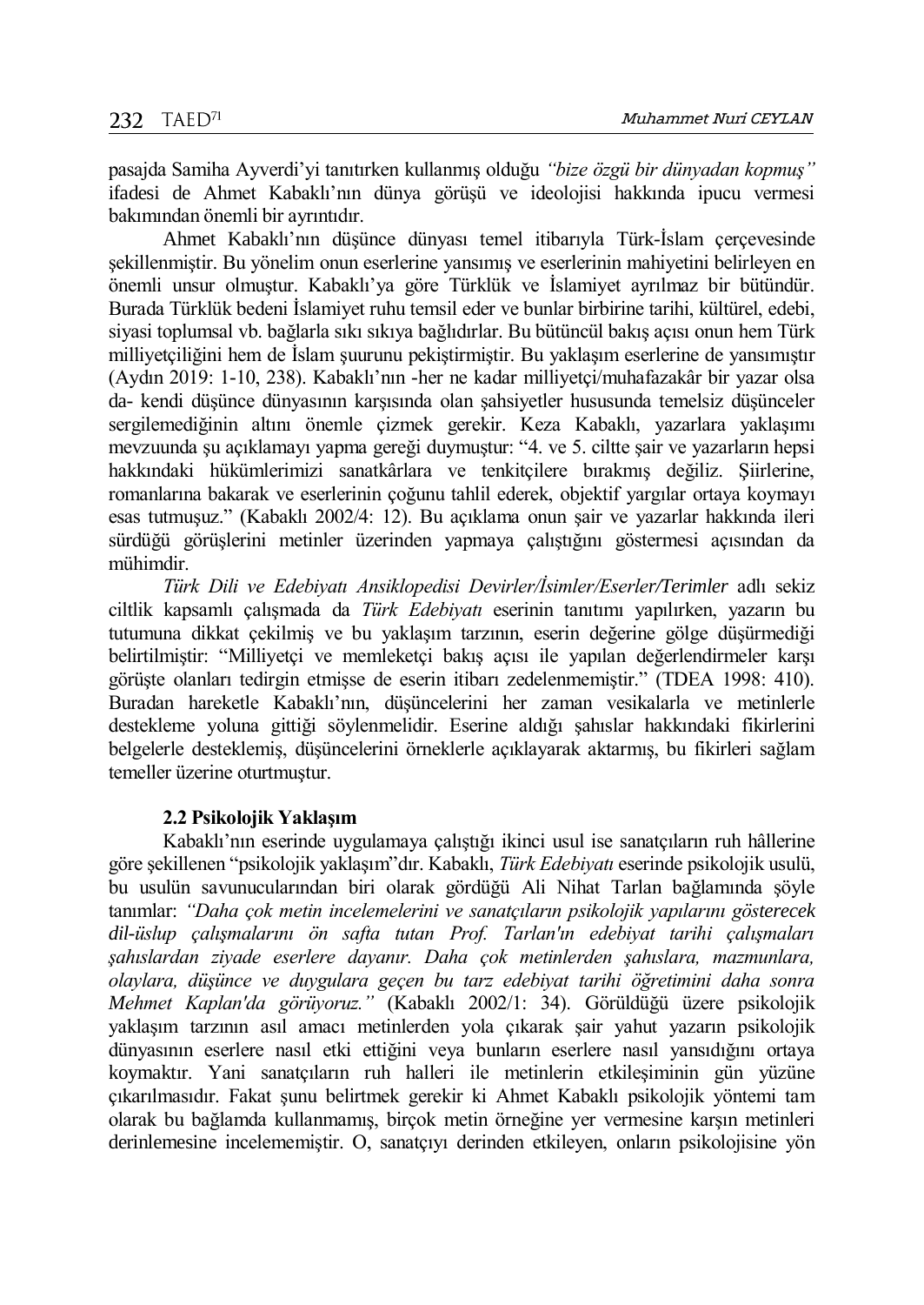pasajda Samiha Ayverdi'yi tanıtırken kullanmış olduğu *"bize özgü bir dünyadan kopmuş"* ifadesi de Ahmet Kabaklı'nın dünya görüşü ve ideolojisi hakkında ipucu vermesi bakımından önemli bir ayrıntıdır.

Ahmet Kabaklı'nın düşünce dünyası temel itibarıyla Türk-İslam çerçevesinde şekillenmiştir. Bu yönelim onun eserlerine yansımış ve eserlerinin mahiyetini belirleyen en önemli unsur olmuştur. Kabaklı'ya göre Türklük ve İslamiyet ayrılmaz bir bütündür. Burada Türklük bedeni İslamiyet ruhu temsil eder ve bunlar birbirine tarihi, kültürel, edebi, siyasi toplumsal vb. bağlarla sıkı sıkıya bağlıdırlar. Bu bütüncül bakış açısı onun hem Türk milliyetçiliğini hem de İslam şuurunu pekiştirmiştir. Bu yaklaşım eserlerine de yansımıştır (Aydın 2019: 1-10, 238). Kabaklı'nın -her ne kadar milliyetçi/muhafazakâr bir yazar olsa da- kendi düşünce dünyasının karşısında olan şahsiyetler hususunda temelsiz düşünceler sergilemediğinin altını önemle çizmek gerekir. Keza Kabaklı, yazarlara yaklaşımı mevzuunda şu açıklamayı yapma gereği duymuştur: "4. ve 5. ciltte şair ve yazarların hepsi hakkındaki hükümlerimizi sanatkârlara ve tenkitçilere bırakmış değiliz. Şiirlerine, romanlarına bakarak ve eserlerinin çoğunu tahlil ederek, objektif yargılar ortaya koymayı esas tutmuşuz." (Kabaklı 2002/4: 12). Bu açıklama onun şair ve yazarlar hakkında ileri sürdüğü görüşlerini metinler üzerinden yapmaya çalıştığını göstermesi açısından da mühimdir.

*Türk Dili ve Edebiyatı Ansiklopedisi Devirler/İsimler/Eserler/Terimler* adlı sekiz ciltlik kapsamlı çalışmada da *Türk Edebiyatı* eserinin tanıtımı yapılırken, yazarın bu tutumuna dikkat çekilmiş ve bu yaklaşım tarzının, eserin değerine gölge düşürmediği belirtilmiştir: "Milliyetçi ve memleketçi bakış açısı ile yapılan değerlendirmeler karşı görüşte olanları tedirgin etmişse de eserin itibarı zedelenmemiştir." (TDEA 1998: 410). Buradan hareketle Kabaklı'nın, düşüncelerini her zaman vesikalarla ve metinlerle destekleme yoluna gittiği söylenmelidir. Eserine aldığı şahıslar hakkındaki fikirlerini belgelerle desteklemiş, düşüncelerini örneklerle açıklayarak aktarmış, bu fikirleri sağlam temeller üzerine oturtmuştur.

### 2.2 Psikolojik Yaklaşım

Kabaklı'nın eserinde uygulamaya çalıştığı ikinci usul ise sanatçıların ruh hâllerine göre şekillenen "psikolojik yaklaşım"dır. Kabaklı, *Türk Edebiyatı* eserinde psikolojik usulü, bu usulün savunucularından biri olarak gördüğü Ali Nihat Tarlan bağlamında şöyle tanımlar: *"Daha çok metin incelemelerini ve sanatçıların psikolojik yapılarını gösterecek dil-üslup çalışmalarını ön safta tutan Prof. Tarlan'ın edebiyat tarihi çalışmaları şahıslardan ziyade eserlere dayanır. Daha çok metinlerden şahıslara, mazmunlara, olaylara, düşünce ve duygulara geçen bu tarz edebiyat tarihi öğretimini daha sonra Mehmet Kaplan'da görüyoruz."* (Kabaklı 2002/1: 34). Görüldüğü üzere psikolojik yaklaşım tarzının asıl amacı metinlerden yola çıkarak şair yahut yazarın psikolojik dünyasının eserlere nasıl etki ettiğini veya bunların eserlere nasıl yansıdığını ortaya koymaktır. Yani sanatçıların ruh halleri ile metinlerin etkileşiminin gün yüzüne çıkarılmasıdır. Fakat şunu belirtmek gerekir ki Ahmet Kabaklı psikolojik yöntemi tam olarak bu bağlamda kullanmamış, birçok metin örneğine yer vermesine karşın metinleri derinlemesine incelememiştir. O, sanatçıyı derinden etkileyen, onların psikolojisine yön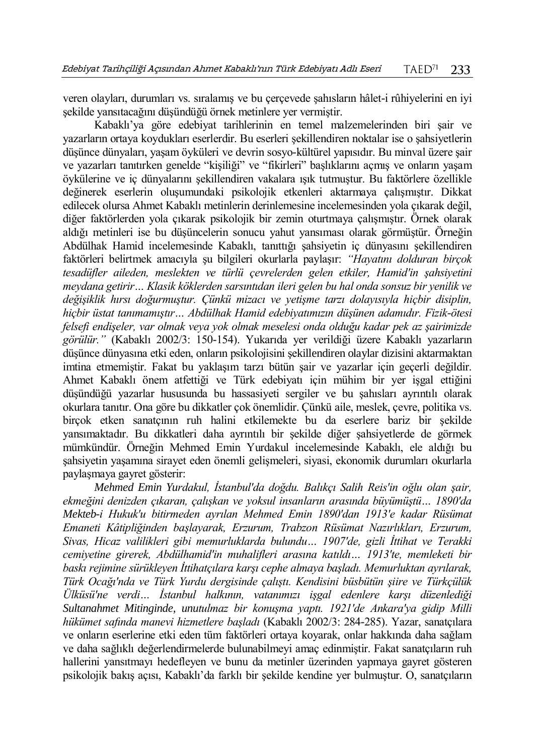veren olayları, durumları vs. sıralamış ve bu çerçevede şahısların hâlet-i rûhiyelerini en iyi şekilde yansıtacağını düşündüğü örnek metinlere yer vermiştir.

Kabaklı'ya göre edebiyat tarihlerinin en temel malzemelerinden biri şair ve yazarların ortaya koydukları eserlerdir. Bu eserleri şekillendiren noktalar ise o şahsiyetlerin düşünce dünyaları, yaşam öyküleri ve devrin sosyo-kültürel yapısıdır. Bu minval üzere şair ve yazarları tanıtırken genelde "kişiliği" ve "fikirleri" başlıklarını açmış ve onların yaşam öykülerine ve iç dünyalarını şekillendiren vakalara ışık tutmuştur. Bu faktörlere özellikle değinerek eserlerin oluşumundaki psikolojik etkenleri aktarmaya çalışmıştır. Dikkat edilecek olursa Ahmet Kabaklı metinlerin derinlemesine incelemesinden yola çıkarak değil, diğer faktörlerden yola çıkarak psikolojik bir zemin oturtmaya çalışmıştır. Örnek olarak aldığı metinleri ise bu düşüncelerin sonucu yahut yansıması olarak görmüştür. Örneğin Abdülhak Hamid incelemesinde Kabaklı, tanıttığı şahsiyetin iç dünyasını şekillendiren faktörleri belirtmek amacıyla şu bilgileri okurlarla paylaşır: *"Hayatını dolduran birçok tesadüfler aileden, meslekten ve türlü çevrelerden gelen etkiler, Hamid'in şahsiyetini meydana getirir… Klasik köklerden sarsıntıdan ileri gelen bu hal onda sonsuz bir yenilik ve değişiklik hırsı doğurmuştur. Çünkü mizacı ve yetişme tarzı dolayısıyla hiçbir disiplin, hiçbir üstat tanımamıştır… Abdülhak Hamid edebiyatımızın düşünen adamıdır. Fizik-ötesi felsefi endişeler, var olmak veya yok olmak meselesi onda olduğu kadar pek az şairimizde görülür."* (Kabaklı 2002/3: 150-154). Yukarıda yer verildiği üzere Kabaklı yazarların düşünce dünyasına etki eden, onların psikolojisini şekillendiren olaylar dizisini aktarmaktan imtina etmemiştir. Fakat bu yaklaşım tarzı bütün şair ve yazarlar için geçerli değildir. Ahmet Kabaklı önem atfettiği ve Türk edebiyatı için mühim bir yer işgal ettiğini düşündüğü yazarlar hususunda bu hassasiyeti sergiler ve bu şahısları ayrıntılı olarak okurlara tanıtır. Ona göre bu dikkatler çok önemlidir. Çünkü aile, meslek, çevre, politika vs. birçok etken sanatçının ruh halini etkilemekte bu da eserlere bariz bir şekilde yansımaktadır. Bu dikkatleri daha ayrıntılı bir şekilde diğer şahsiyetlerde de görmek mümkündür. Örneğin Mehmed Emin Yurdakul incelemesinde Kabaklı, ele aldığı bu şahsiyetin yaşamına sirayet eden önemli gelişmeleri, siyasi, ekonomik durumları okurlarla paylaşmaya gayret gösterir:

*Mehmed Emin Yurdakul, İstanbul'da doğdu. Balıkçı Salih Reis'in oğlu olan şair, ekmeğini denizden çıkaran, çalışkan ve yoksul insanların arasında büyümüştü… 1890'da Mekteb-i Hukuk'u bitirmeden ayrılan Mehmed Emin 1890'dan 1913'e kadar Rüsümat Emaneti Kâtipliğinden başlayarak, Erzurum, Trabzon Rüsümat Nazırlıkları, Erzurum, Sivas, Hicaz valilikleri gibi memurluklarda bulundu… 1907'de, gizli İttihat ve Terakki cemiyetine girerek, Abdülhamid'in muhalifleri arasına katıldı… 1913'te, memleketi bir baskı rejimine sürükleyen İttihatçılara karşı cephe almaya başladı. Memurluktan ayrılarak, Türk Ocağı'nda ve Türk Yurdu dergisinde çalıştı. Kendisini büsbütün şiire ve Türkçülük Ülküsü'ne verdi… İstanbul halkının, vatanımızı işgal edenlere karşı düzenlediği Sultanahmet Mitinginde, unutulmaz bir konuşma yaptı. 1921'de Ankara'ya gidip Milli hükümet safında manevi hizmetlere başladı* (Kabaklı 2002/3: 284-285). Yazar, sanatçılara ve onların eserlerine etki eden tüm faktörleri ortaya koyarak, onlar hakkında daha sağlam ve daha sağlıklı değerlendirmelerde bulunabilmeyi amaç edinmiştir. Fakat sanatçıların ruh hallerini yansıtmayı hedefleyen ve bunu da metinler üzerinden yapmaya gayret gösteren psikolojik bakış açısı, Kabaklı'da farklı bir şekilde kendine yer bulmuştur. O, sanatçıların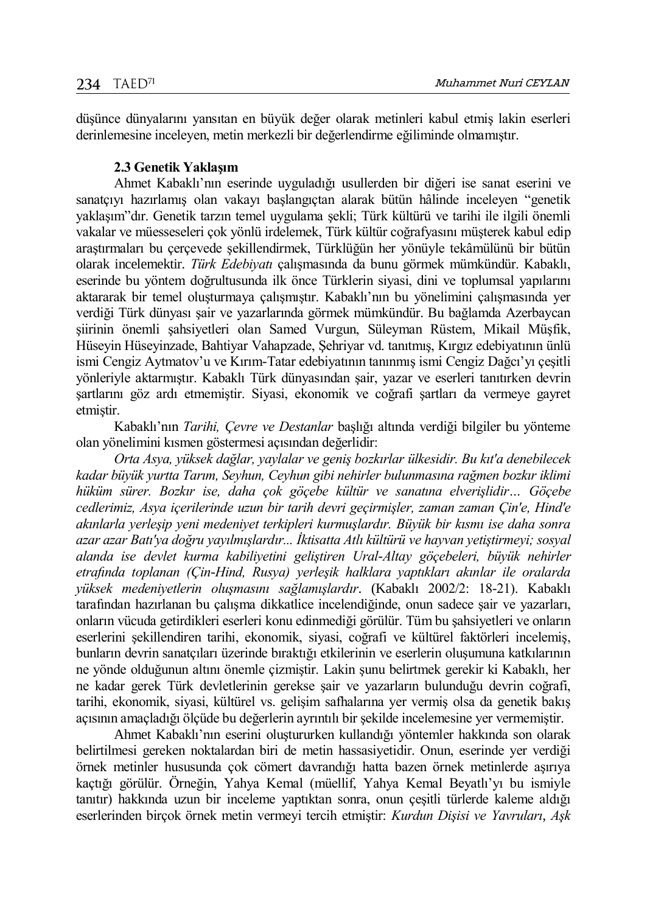düşünce dünyalarını yansıtan en büyük değer olarak metinleri kabul etmiş lakin eserleri derinlemesine inceleyen, metin merkezli bir değerlendirme eğiliminde olmamıştır.

### 2.3 Genetik Yaklaşım

Ahmet Kabaklı'nın eserinde uyguladığı usullerden bir diğeri ise sanat eserini ve sanatçıyı hazırlamış olan vakayı başlangıçtan alarak bütün hâlinde inceleyen "genetik yaklaşım"dır. Genetik tarzın temel uygulama şekli; Türk kültürü ve tarihi ile ilgili önemli vakalar ve müesseseleri çok yönlü irdelemek, Türk kültür coğrafyasını müşterek kabul edip araştırmaları bu çerçevede şekillendirmek, Türklüğün her yönüyle tekâmülünü bir bütün olarak incelemektir. *Türk Edebiyatı* çalışmasında da bunu görmek mümkündür. Kabaklı, eserinde bu yöntem doğrultusunda ilk önce Türklerin siyasi, dini ve toplumsal yapılarını aktararak bir temel oluşturmaya çalışmıştır. Kabaklı'nın bu yönelimini çalışmasında yer verdiği Türk dünyası şair ve yazarlarında görmek mümkündür. Bu bağlamda Azerbaycan şiirinin önemli şahsiyetleri olan Samed Vurgun, Süleyman Rüstem, Mikail Müşfik, Hüseyin Hüseyinzade, Bahtiyar Vahapzade, Şehriyar vd. tanıtmış, Kırgız edebiyatının ünlü ismi Cengiz Aytmatov'u ve Kırım-Tatar edebiyatının tanınmış ismi Cengiz Dağcı'yı çeşitli yönleriyle aktarmıştır. Kabaklı Türk dünyasından şair, yazar ve eserleri tanıtırken devrin şartlarını göz ardı etmemiştir. Siyasi, ekonomik ve coğrafi şartları da vermeye gayret etmiştir.

Kabaklı'nın *Tarihi, Çevre ve Destanlar* başlığı altında verdiği bilgiler bu yönteme olan yönelimini kısmen göstermesi açısından değerlidir:

*Orta Asya, yüksek dağlar, yaylalar ve geniş bozkırlar ülkesidir. Bu kıt'a denebilecek kadar büyük yurtta Tarım, Seyhun, Ceyhun gibi nehirler bulunmasına rağmen bozkır iklimi hüküm sürer. Bozkır ise, daha çok göçebe kültür ve sanatına elverişlidir… Göçebe cedlerimiz, Asya içerilerinde uzun bir tarih devri geçirmişler, zaman zaman Çin'e, Hind'e akınlarla yerleşip yeni medeniyet terkipleri kurmuşlardır. Büyük bir kısmı ise daha sonra azar azar Batı'ya doğru yayılmışlardır... İktisatta Atlı kültürü ve hayvan yetiştirmeyi; sosyal alanda ise devlet kurma kabiliyetini geliştiren Ural-Altay göçebeleri, büyük nehirler etrafında toplanan (Çin-Hind, Rusya) yerleşik halklara yaptıkları akınlar ile oralarda yüksek medeniyetlerin oluşmasını sağlamışlardır*. (Kabaklı 2002/2: 18-21). Kabaklı tarafından hazırlanan bu çalışma dikkatlice incelendiğinde, onun sadece şair ve yazarları, onların vücuda getirdikleri eserleri konu edinmediği görülür. Tüm bu şahsiyetleri ve onların eserlerini şekillendiren tarihi, ekonomik, siyasi, coğrafi ve kültürel faktörleri incelemiş, bunların devrin sanatçıları üzerinde bıraktığı etkilerinin ve eserlerin oluşumuna katkılarının ne yönde olduğunun altını önemle çizmiştir. Lakin şunu belirtmek gerekir ki Kabaklı, her ne kadar gerek Türk devletlerinin gerekse şair ve yazarların bulunduğu devrin coğrafi, tarihi, ekonomik, siyasi, kültürel vs. gelişim safhalarına yer vermiş olsa da genetik bakış açısının amaçladığı ölçüde bu değerlerin ayrıntılı bir şekilde incelemesine yer vermemiştir.

Ahmet Kabaklı'nın eserini oluştururken kullandığı yöntemler hakkında son olarak belirtilmesi gereken noktalardan biri de metin hassasiyetidir. Onun, eserinde yer verdiği örnek metinler hususunda çok cömert davrandığı hatta bazen örnek metinlerde aşırıya kaçtığı görülür. Örneğin, Yahya Kemal (müellif, Yahya Kemal Beyatlı'yı bu ismiyle tanıtır) hakkında uzun bir inceleme yaptıktan sonra, onun çeşitli türlerde kaleme aldığı eserlerinden birçok örnek metin vermeyi tercih etmiştir: *Kurdun Dişisi ve Yavruları*, *Aşk*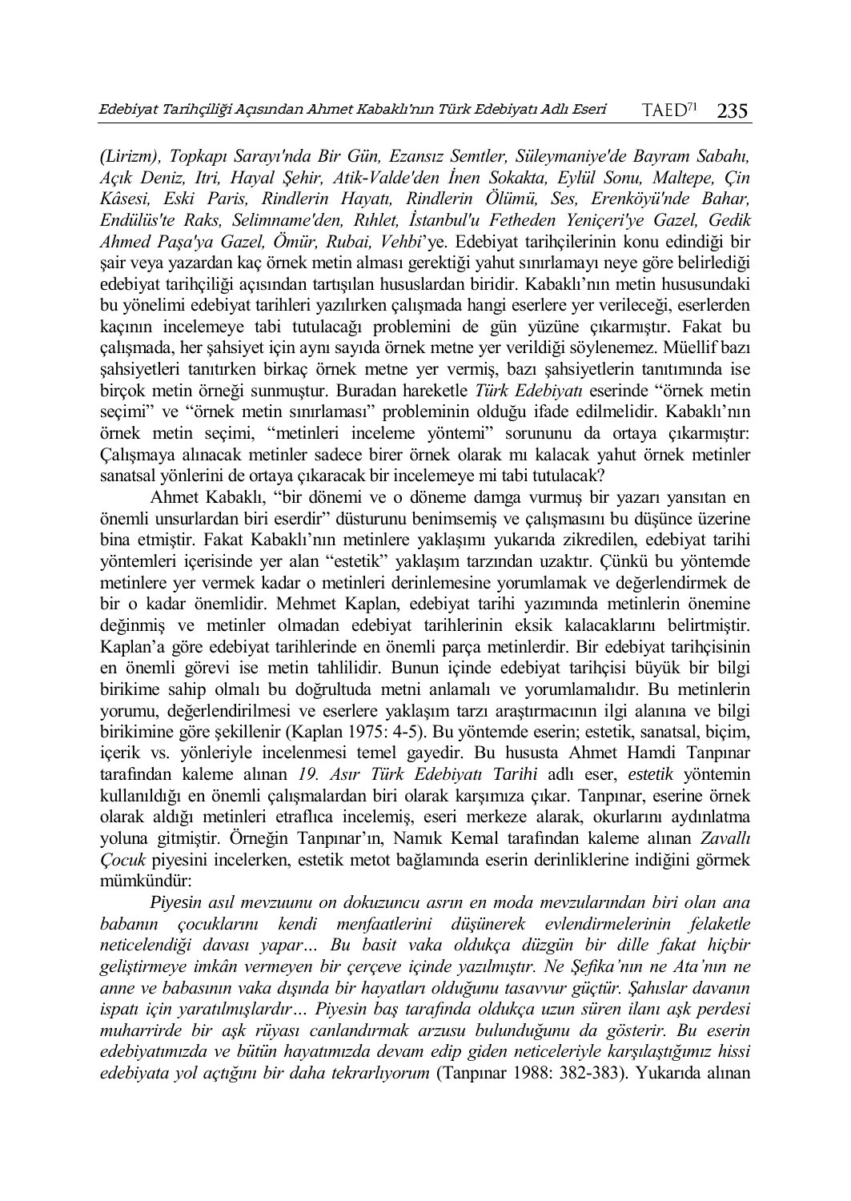*(Lirizm), Topkapı Sarayı'nda Bir Gün, Ezansız Semtler, Süleymaniye'de Bayram Sabahı, Açık Deniz, Itri, Hayal Şehir, Atik-Valde'den İnen Sokakta, Eylül Sonu, Maltepe, Çin Kâsesi, Eski Paris, Rindlerin Hayatı, Rindlerin Ölümü, Ses, Erenköyü'nde Bahar, Endülüs'te Raks, Selimname'den, Rıhlet, İstanbul'u Fetheden Yeniçeri'ye Gazel, Gedik Ahmed Paşa'ya Gazel, Ömür, Rubai, Vehbi*'ye. Edebiyat tarihçilerinin konu edindiği bir şair veya yazardan kaç örnek metin alması gerektiği yahut sınırlamayı neye göre belirlediği edebiyat tarihçiliği açısından tartışılan hususlardan biridir. Kabaklı'nın metin hususundaki bu yönelimi edebiyat tarihleri yazılırken çalışmada hangi eserlere yer verileceği, eserlerden kaçının incelemeye tabi tutulacağı problemini de gün yüzüne çıkarmıştır. Fakat bu çalışmada, her şahsiyet için aynı sayıda örnek metne yer verildiği söylenemez. Müellif bazı şahsiyetleri tanıtırken birkaç örnek metne yer vermiş, bazı şahsiyetlerin tanıtımında ise birçok metin örneği sunmuştur. Buradan hareketle *Türk Edebiyatı* eserinde "örnek metin seçimi" ve "örnek metin sınırlaması" probleminin olduğu ifade edilmelidir. Kabaklı'nın örnek metin seçimi, "metinleri inceleme yöntemi" sorununu da ortaya çıkarmıştır: Çalışmaya alınacak metinler sadece birer örnek olarak mı kalacak yahut örnek metinler sanatsal yönlerini de ortaya çıkaracak bir incelemeye mi tabi tutulacak?

Ahmet Kabaklı, "bir dönemi ve o döneme damga vurmuş bir yazarı yansıtan en önemli unsurlardan biri eserdir" düsturunu benimsemiş ve çalışmasını bu düşünce üzerine bina etmiştir. Fakat Kabaklı'nın metinlere yaklaşımı yukarıda zikredilen, edebiyat tarihi yöntemleri içerisinde yer alan "estetik" yaklaşım tarzından uzaktır. Çünkü bu yöntemde metinlere yer vermek kadar o metinleri derinlemesine yorumlamak ve değerlendirmek de bir o kadar önemlidir. Mehmet Kaplan, edebiyat tarihi yazımında metinlerin önemine değinmiş ve metinler olmadan edebiyat tarihlerinin eksik kalacaklarını belirtmiştir. Kaplan'a göre edebiyat tarihlerinde en önemli parça metinlerdir. Bir edebiyat tarihçisinin en önemli görevi ise metin tahlilidir. Bunun içinde edebiyat tarihçisi büyük bir bilgi birikime sahip olmalı bu doğrultuda metni anlamalı ve yorumlamalıdır. Bu metinlerin yorumu, değerlendirilmesi ve eserlere yaklaşım tarzı araştırmacının ilgi alanına ve bilgi birikimine göre şekillenir (Kaplan 1975: 4-5). Bu yöntemde eserin; estetik, sanatsal, biçim, içerik vs. yönleriyle incelenmesi temel gayedir. Bu hususta Ahmet Hamdi Tanpınar tarafından kaleme alınan *19. Asır Türk Edebiyatı Tarihi* adlı eser, *estetik* yöntemin kullanıldığı en önemli çalışmalardan biri olarak karşımıza çıkar. Tanpınar, eserine örnek olarak aldığı metinleri etraflıca incelemiş, eseri merkeze alarak, okurlarını aydınlatma yoluna gitmiştir. Örneğin Tanpınar'ın, Namık Kemal tarafından kaleme alınan *Zavallı Çocuk* piyesini incelerken, estetik metot bağlamında eserin derinliklerine indiğini görmek mümkündür:

*Piyesin asıl mevzuunu on dokuzuncu asrın en moda mevzularından biri olan ana babanın çocuklarını kendi menfaatlerini düşünerek evlendirmelerinin felaketle neticelendiği davası yapar… Bu basit vaka oldukça düzgün bir dille fakat hiçbir geliştirmeye imkân vermeyen bir çerçeve içinde yazılmıştır. Ne Şefika'nın ne Ata'nın ne anne ve babasının vaka dışında bir hayatları olduğunu tasavvur güçtür. Şahıslar davanın ispatı için yaratılmışlardır… Piyesin baş tarafında oldukça uzun süren ilanı aşk perdesi muharrirde bir aşk rüyası canlandırmak arzusu bulunduğunu da gösterir. Bu eserin edebiyatımızda ve bütün hayatımızda devam edip giden neticeleriyle karşılaştığımız hissi edebiyata yol açtığını bir daha tekrarlıyorum* (Tanpınar 1988: 382-383). Yukarıda alınan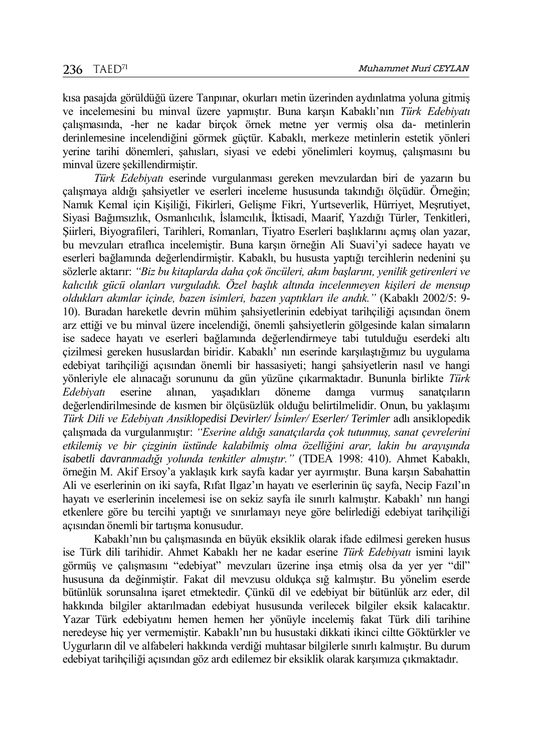kısa pasajda görüldüğü üzere Tanpınar, okurları metin üzerinden aydınlatma yoluna gitmiş ve incelemesini bu minval üzere yapmıştır. Buna karşın Kabaklı'nın *Türk Edebiyatı* çalışmasında, -her ne kadar birçok örnek metne yer vermiş olsa da- metinlerin derinlemesine incelendiğini görmek güçtür. Kabaklı, merkeze metinlerin estetik yönleri yerine tarihi dönemleri, şahısları, siyasi ve edebi yönelimleri koymuş, çalışmasını bu minval üzere şekillendirmiştir.

*Türk Edebiyatı* eserinde vurgulanması gereken mevzulardan biri de yazarın bu çalışmaya aldığı şahsiyetler ve eserleri inceleme hususunda takındığı ölçüdür. Örneğin; Namık Kemal için Kişiliği, Fikirleri, Gelişme Fikri, Yurtseverlik, Hürriyet, Meşrutiyet, Siyasi Bağımsızlık, Osmanlıcılık, İslamcılık, İktisadi, Maarif, Yazdığı Türler, Tenkitleri, Şiirleri, Biyografileri, Tarihleri, Romanları, Tiyatro Eserleri başlıklarını açmış olan yazar, bu mevzuları etraflıca incelemiştir. Buna karşın örneğin Ali Suavi'yi sadece hayatı ve eserleri bağlamında değerlendirmiştir. Kabaklı, bu hususta yaptığı tercihlerin nedenini şu sözlerle aktarır: *"Biz bu kitaplarda daha çok öncüleri, akım başlarını, yenilik getirenleri ve kalıcılık gücü olanları vurguladık. Özel başlık altında incelenmeyen kişileri de mensup oldukları akımlar içinde, bazen isimleri, bazen yaptıkları ile andık."* (Kabaklı 2002/5: 9-10). Buradan hareketle devrin mühim şahsiyetlerinin edebiyat tarihçiliği açısından önem arz ettiği ve bu minval üzere incelendiği, önemli şahsiyetlerin gölgesinde kalan simaların ise sadece hayatı ve eserleri bağlamında değerlendirmeye tabi tutulduğu eserdeki altı çizilmesi gereken hususlardan biridir. Kabaklı' nın eserinde karşılaştığımız bu uygulama edebiyat tarihçiliği açısından önemli bir hassasiyeti; hangi şahsiyetlerin nasıl ve hangi yönleriyle ele alınacağı sorununu da gün yüzüne çıkarmaktadır. Bununla birlikte *Türk Edebiyatı* eserine alınan, yaşadıkları döneme damga vurmuş sanatçıların değerlendirilmesinde de kısmen bir ölçüsüzlük olduğu belirtilmelidir. Onun, bu yaklaşımı *Türk Dili ve Edebiyatı Ansiklopedisi Devirler/ İsimler/ Eserler/ Terimler* adlı ansiklopedik çalışmada da vurgulanmıştır: *"Eserine aldığı sanatçılarda çok tutunmuş, sanat çevrelerini etkilemiş ve bir çizginin üstünde kalabilmiş olma özelliğini arar, lakin bu arayışında isabetli davranmadığı yolunda tenkitler almıştır."* (TDEA 1998: 410). Ahmet Kabaklı, örneğin M. Akif Ersoy'a yaklaşık kırk sayfa kadar yer ayırmıştır. Buna karşın Sabahattin Ali ve eserlerinin on iki sayfa, Rıfat Ilgaz'ın hayatı ve eserlerinin üç sayfa, Necip Fazıl'ın hayatı ve eserlerinin incelemesi ise on sekiz sayfa ile sınırlı kalmıştır. Kabaklı' nın hangi etkenlere göre bu tercihi yaptığı ve sınırlamayı neye göre belirlediği edebiyat tarihçiliği açısından önemli bir tartışma konusudur.

Kabaklı'nın bu çalışmasında en büyük eksiklik olarak ifade edilmesi gereken husus ise Türk dili tarihidir. Ahmet Kabaklı her ne kadar eserine *Türk Edebiyatı* ismini layık görmüş ve çalışmasını "edebiyat" mevzuları üzerine inşa etmiş olsa da yer yer "dil" hususuna da değinmiştir. Fakat dil mevzusu oldukça sığ kalmıştır. Bu yönelim eserde bütünlük sorunsalına işaret etmektedir. Çünkü dil ve edebiyat bir bütünlük arz eder, dil hakkında bilgiler aktarılmadan edebiyat hususunda verilecek bilgiler eksik kalacaktır. Yazar Türk edebiyatını hemen hemen her yönüyle incelemiş fakat Türk dili tarihine neredeyse hiç yer vermemiştir. Kabaklı'nın bu husustaki dikkati ikinci ciltte Göktürkler ve Uygurların dil ve alfabeleri hakkında verdiği muhtasar bilgilerle sınırlı kalmıştır. Bu durum edebiyat tarihçiliği açısından göz ardı edilemez bir eksiklik olarak karşımıza çıkmaktadır.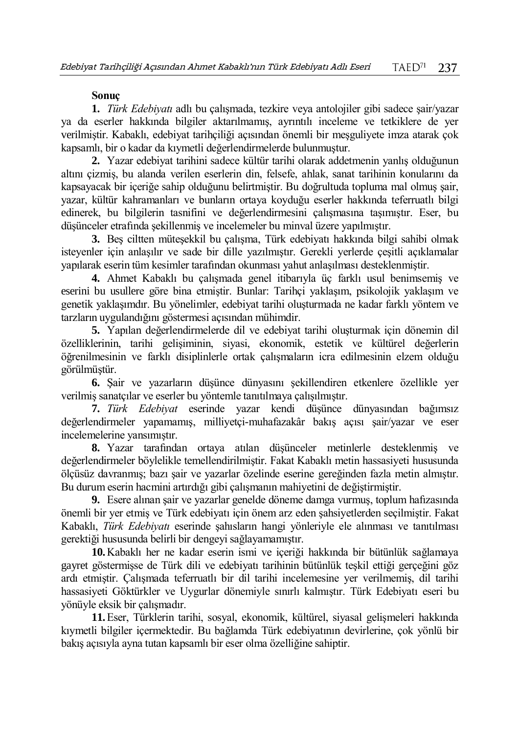## Sonuç

**1.** *Türk Edebiyatı* adlı bu çalışmada, tezkire veya antolojiler gibi sadece şair/yazar ya da eserler hakkında bilgiler aktarılmamış, ayrıntılı inceleme ve tetkiklere de yer verilmiştir. Kabaklı, edebiyat tarihçiliği açısından önemli bir meşguliyete imza atarak çok kapsamlı, bir o kadar da kıymetli değerlendirmelerde bulunmuştur.

**2.** Yazar edebiyat tarihini sadece kültür tarihi olarak addetmenin yanlış olduğunun altını çizmiş, bu alanda verilen eserlerin din, felsefe, ahlak, sanat tarihinin konularını da kapsayacak bir içeriğe sahip olduğunu belirtmiştir. Bu doğrultuda topluma mal olmuş şair, yazar, kültür kahramanları ve bunların ortaya koyduğu eserler hakkında teferruatlı bilgi edinerek, bu bilgilerin tasnifini ve değerlendirmesini çalışmasına taşımıştır. Eser, bu düşünceler etrafında şekillenmiş ve incelemeler bu minval üzere yapılmıştır.

**3.** Beş ciltten müteşekkil bu çalışma, Türk edebiyatı hakkında bilgi sahibi olmak isteyenler için anlaşılır ve sade bir dille yazılmıştır. Gerekli yerlerde çeşitli açıklamalar yapılarak eserin tüm kesimler tarafından okunması yahut anlaşılması desteklenmiştir.

**4.** Ahmet Kabaklı bu çalışmada genel itibarıyla üç farklı usul benimsemiş ve eserini bu usullere göre bina etmiştir. Bunlar: Tarihçi yaklaşım, psikolojik yaklaşım ve genetik yaklaşımdır. Bu yönelimler, edebiyat tarihi oluşturmada ne kadar farklı yöntem ve tarzların uygulandığını göstermesi açısından mühimdir.

**5.** Yapılan değerlendirmelerde dil ve edebiyat tarihi oluşturmak için dönemin dil özelliklerinin, tarihi gelişiminin, siyasi, ekonomik, estetik ve kültürel değerlerin öğrenilmesinin ve farklı disiplinlerle ortak çalışmaların icra edilmesinin elzem olduğu görülmüştür.

**6.** Şair ve yazarların düşünce dünyasını şekillendiren etkenlere özellikle yer verilmiş sanatçılar ve eserler bu yöntemle tanıtılmaya çalışılmıştır.

**7.** *Türk Edebiyat* eserinde yazar kendi düşünce dünyasından bağımsız değerlendirmeler yapamamış, milliyetçi-muhafazakâr bakış açısı şair/yazar ve eser incelemelerine yansımıştır.

**8.** Yazar tarafından ortaya atılan düşünceler metinlerle desteklenmiş ve değerlendirmeler böylelikle temellendirilmiştir. Fakat Kabaklı metin hassasiyeti hususunda ölçüsüz davranmış; bazı şair ve yazarlar özelinde eserine gereğinden fazla metin almıştır. Bu durum eserin hacmini artırdığı gibi çalışmanın mahiyetini de değiştirmiştir.

**9.** Esere alınan şair ve yazarlar genelde döneme damga vurmuş, toplum hafızasında önemli bir yer etmiş ve Türk edebiyatı için önem arz eden şahsiyetlerden seçilmiştir. Fakat Kabaklı, *Türk Edebiyatı* eserinde şahısların hangi yönleriyle ele alınması ve tanıtılması gerektiği hususunda belirli bir dengeyi sağlayamamıştır.

**10.** Kabaklı her ne kadar eserin ismi ve içeriği hakkında bir bütünlük sağlamaya gayret göstermişse de Türk dili ve edebiyatı tarihinin bütünlük teşkil ettiği gerçeğini göz ardı etmiştir. Çalışmada teferruatlı bir dil tarihi incelemesine yer verilmemiş, dil tarihi hassasiyeti Göktürkler ve Uygurlar dönemiyle sınırlı kalmıştır. Türk Edebiyatı eseri bu yönüyle eksik bir çalışmadır.

**11.** Eser, Türklerin tarihi, sosyal, ekonomik, kültürel, siyasal gelişmeleri hakkında kıymetli bilgiler içermektedir. Bu bağlamda Türk edebiyatının devirlerine, çok yönlü bir bakış açısıyla ayna tutan kapsamlı bir eser olma özelliğine sahiptir.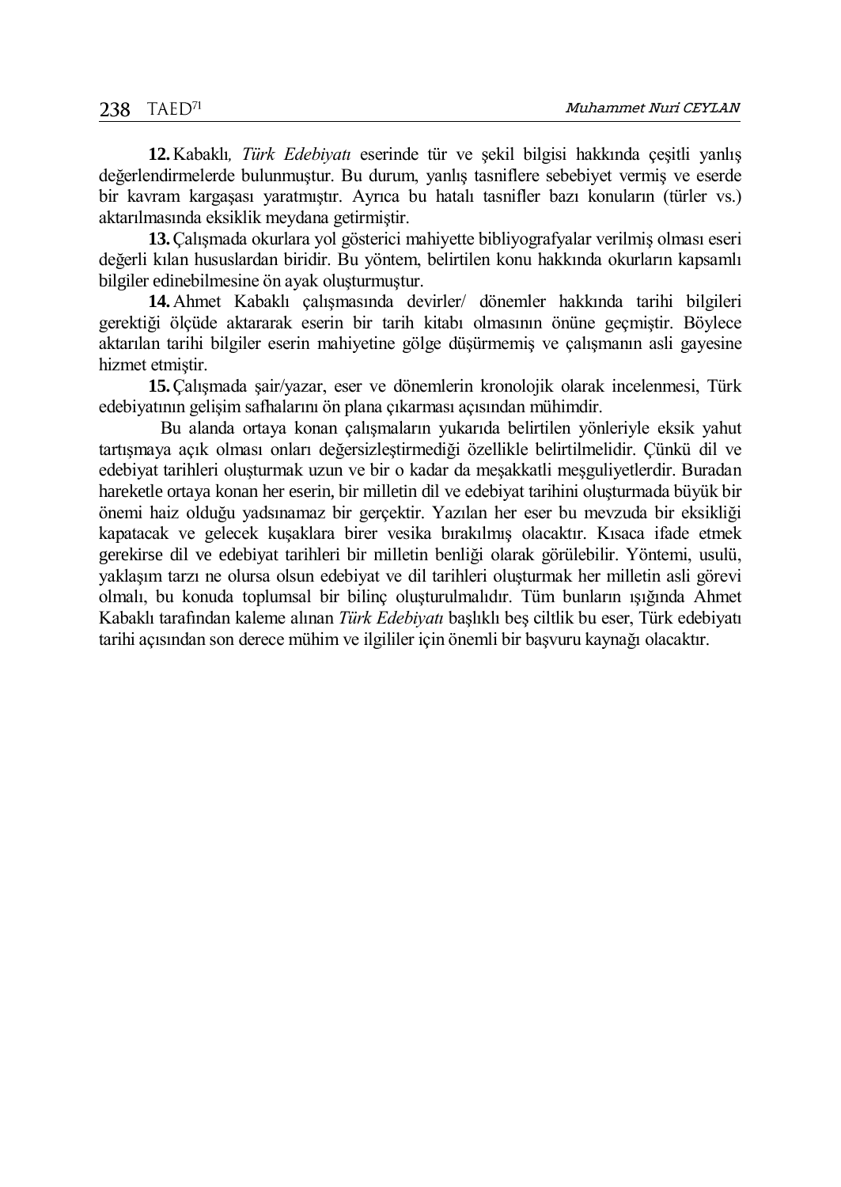**12.** Kabaklı, *Türk Edebiyatı* eserinde tür ve şekil bilgisi hakkında çeşitli yanlış değerlendirmelerde bulunmuştur. Bu durum, yanlış tasniflere sebebiyet vermiş ve eserde bir kavram kargaşası yaratmıştır. Ayrıca bu hatalı tasnifler bazı konuların (türler vs.) aktarılmasında eksiklik meydana getirmiştir.

**13.** Çalışmada okurlara yol gösterici mahiyette bibliyografyalar verilmiş olması eseri değerli kılan hususlardan biridir. Bu yöntem, belirtilen konu hakkında okurların kapsamlı bilgiler edinebilmesine ön ayak oluşturmuştur.

**14.** Ahmet Kabaklı çalışmasında devirler/ dönemler hakkında tarihi bilgileri gerektiği ölçüde aktararak eserin bir tarih kitabı olmasının önüne geçmiştir. Böylece aktarılan tarihi bilgiler eserin mahiyetine gölge düşürmemiş ve çalışmanın asli gayesine hizmet etmiştir.

**15.** Çalışmada şair/yazar, eser ve dönemlerin kronolojik olarak incelenmesi, Türk edebiyatının gelişim safhalarını ön plana çıkarması açısından mühimdir.

Bu alanda ortaya konan çalışmaların yukarıda belirtilen yönleriyle eksik yahut tartışmaya açık olması onları değersizleştirmediği özellikle belirtilmelidir. Çünkü dil ve edebiyat tarihleri oluşturmak uzun ve bir o kadar da meşakkatli meşguliyetlerdir. Buradan hareketle ortaya konan her eserin, bir milletin dil ve edebiyat tarihini oluşturmada büyük bir önemi haiz olduğu yadsınamaz bir gerçektir. Yazılan her eser bu mevzuda bir eksikliği kapatacak ve gelecek kuşaklara birer vesika bırakılmış olacaktır. Kısaca ifade etmek gerekirse dil ve edebiyat tarihleri bir milletin benliği olarak görülebilir. Yöntemi, usulü, yaklaşım tarzı ne olursa olsun edebiyat ve dil tarihleri oluşturmak her milletin asli görevi olmalı, bu konuda toplumsal bir bilinç oluşturulmalıdır. Tüm bunların ışığında Ahmet Kabaklı tarafından kaleme alınan *Türk Edebiyatı* başlıklı beş ciltlik bu eser, Türk edebiyatı tarihi açısından son derece mühim ve ilgililer için önemli bir başvuru kaynağı olacaktır.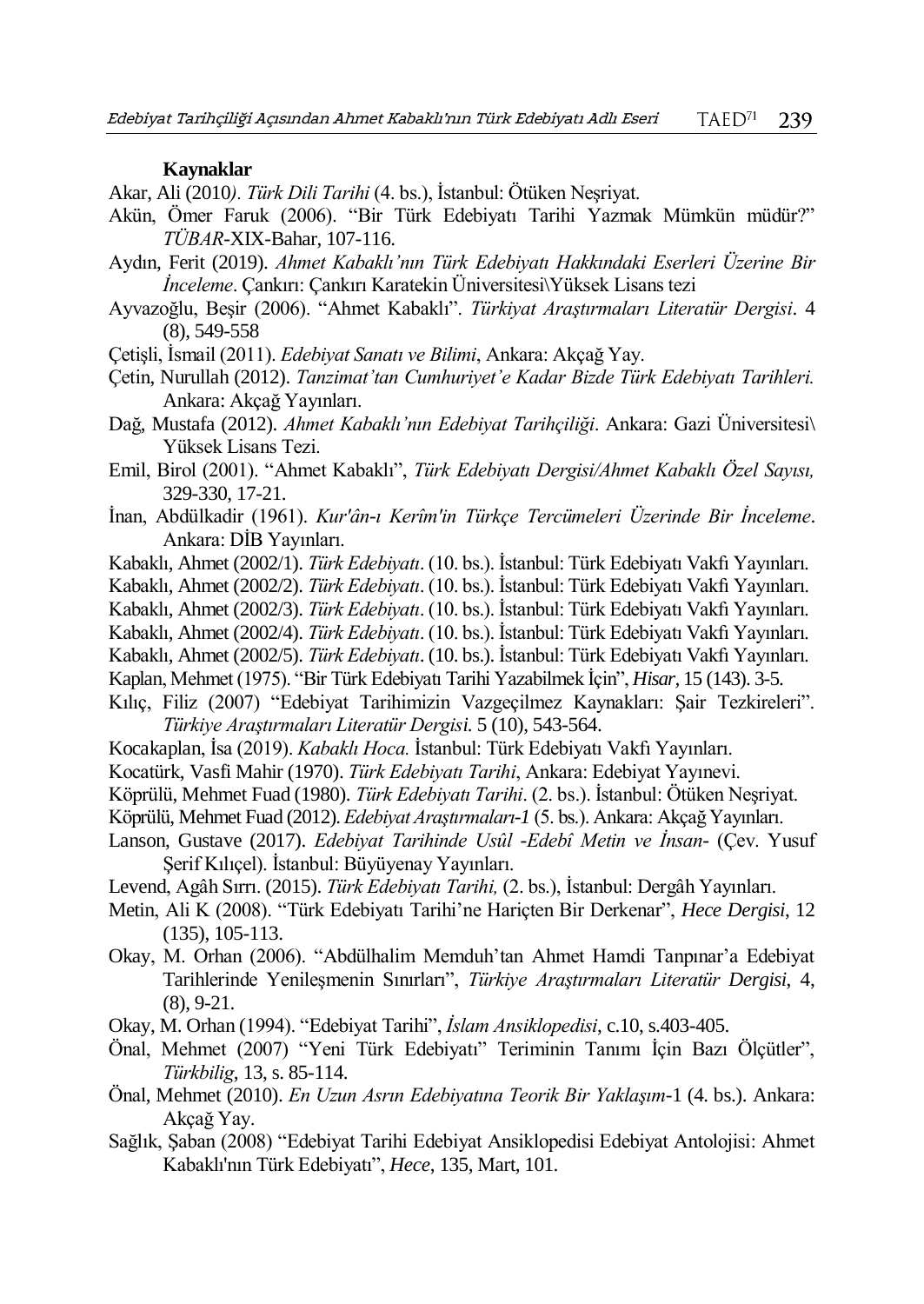**Kaynaklar**

Akar, Ali (2010*). Türk Dili Tarihi* (4. bs.), İstanbul: Ötüken Neşriyat.

Akün, Ömer Faruk (2006). "Bir Türk Edebiyatı Tarihi Yazmak Mümkün müdür?" *TÜBAR*-XIX-Bahar, 107-116.

Aydın, Ferit (2019). *Ahmet Kabaklı'nın Türk Edebiyatı Hakkındaki Eserleri Üzerine Bir İnceleme*. Çankırı: Çankırı Karatekin Üniversitesi\Yüksek Lisans tezi

Ayvazoğlu, Beşir (2006). "Ahmet Kabaklı". *Türkiyat Araştırmaları Literatür Dergisi*. 4 (8), 549-558

Çetişli, İsmail (2011). *Edebiyat Sanatı ve Bilimi*, Ankara: Akçağ Yay.

Çetin, Nurullah (2012). *Tanzimat'tan Cumhuriyet'e Kadar Bizde Türk Edebiyatı Tarihleri.* Ankara: Akçağ Yayınları.

Dağ, Mustafa (2012). *Ahmet Kabaklı'nın Edebiyat Tarihçiliği*. Ankara: Gazi Üniversitesi\ Yüksek Lisans Tezi.

Emil, Birol (2001). "Ahmet Kabaklı", *Türk Edebiyatı Dergisi/Ahmet Kabaklı Özel Sayısı,* 329-330, 17-21.

İnan, Abdülkadir (1961). *Kur'ân-ı Kerîm'in Türkçe Tercümeleri Üzerinde Bir İnceleme*. Ankara: DİB Yayınları.

Kabaklı, Ahmet (2002/1). *Türk Edebiyatı*. (10. bs.). İstanbul: Türk Edebiyatı Vakfı Yayınları.

Kabaklı, Ahmet (2002/2). *Türk Edebiyatı*. (10. bs.). İstanbul: Türk Edebiyatı Vakfı Yayınları.

Kabaklı, Ahmet (2002/3). *Türk Edebiyatı*. (10. bs.). İstanbul: Türk Edebiyatı Vakfı Yayınları.

Kabaklı, Ahmet (2002/4). *Türk Edebiyatı*. (10. bs.). İstanbul: Türk Edebiyatı Vakfı Yayınları.

Kabaklı, Ahmet (2002/5). *Türk Edebiyatı*. (10. bs.). İstanbul: Türk Edebiyatı Vakfı Yayınları.

Kaplan, Mehmet (1975). "Bir Türk Edebiyatı Tarihi Yazabilmek İçin", *Hisar,* 15 (143). 3-5.

Kılıç, Filiz (2007) "Edebiyat Tarihimizin Vazgeçilmez Kaynakları: Şair Tezkireleri". *Türkiye Araştırmaları Literatür Dergisi.* 5 (10), 543-564.

Kocakaplan, İsa (2019). *Kabaklı Hoca.* İstanbul: Türk Edebiyatı Vakfı Yayınları.

Kocatürk, Vasfi Mahir (1970). *Türk Edebiyatı Tarihi*, Ankara: Edebiyat Yayınevi.

Köprülü, Mehmet Fuad (1980). *Türk Edebiyatı Tarihi*. (2. bs.). İstanbul: Ötüken Neşriyat.

Köprülü, Mehmet Fuad (2012). *Edebiyat Araştırmaları-1* (5. bs.). Ankara: Akçağ Yayınları.

Lanson, Gustave (2017). *Edebiyat Tarihinde Usûl -Edebî Metin ve İnsan-* (Çev. Yusuf Şerif Kılıçel). İstanbul: Büyüyenay Yayınları.

Levend, Agâh Sırrı. (2015). *Türk Edebiyatı Tarihi,* (2. bs.), İstanbul: Dergâh Yayınları.

Metin, Ali K (2008). "Türk Edebiyatı Tarihi'ne Hariçten Bir Derkenar", *Hece Dergisi*, 12 (135), 105-113.

Okay, M. Orhan (2006). "Abdülhalim Memduh'tan Ahmet Hamdi Tanpınar'a Edebiyat Tarihlerinde Yenileşmenin Sınırları", *Türkiye Araştırmaları Literatür Dergisi*, 4, (8), 9-21.

Okay, M. Orhan (1994). "Edebiyat Tarihi", *İslam Ansiklopedisi*, c.10, s.403-405.

Önal, Mehmet (2007) "Yeni Türk Edebiyatı" Teriminin Tanımı İçin Bazı Ölçütler", *Türkbilig*, 13, s. 85-114.

Önal, Mehmet (2010). *En Uzun Asrın Edebiyatına Teorik Bir Yaklaşım*-1 (4. bs.). Ankara: Akçağ Yay.

Sağlık, Şaban (2008) "Edebiyat Tarihi Edebiyat Ansiklopedisi Edebiyat Antolojisi: Ahmet Kabaklı'nın Türk Edebiyatı", *Hece*, 135, Mart, 101.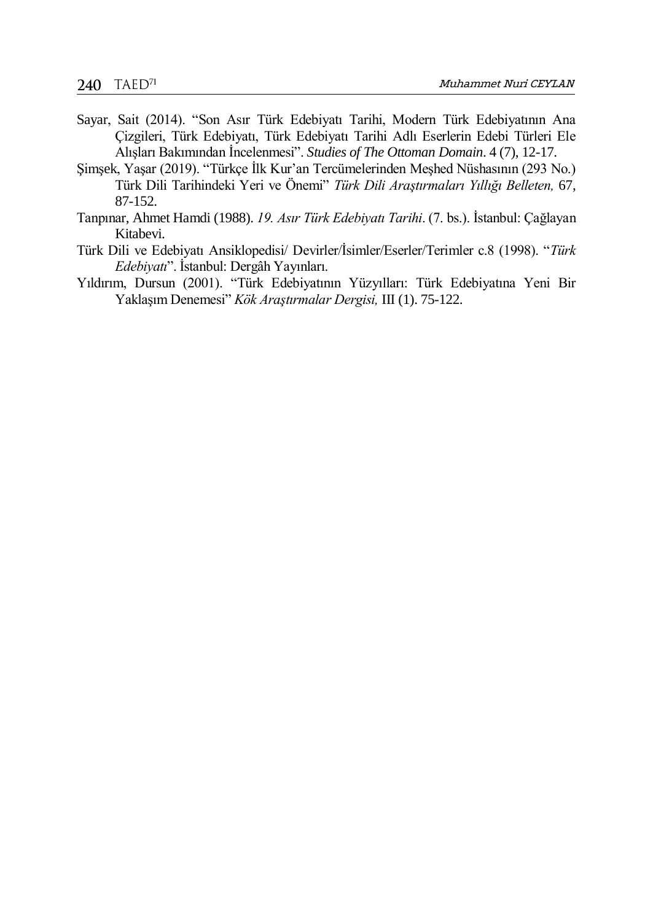Sayar, Sait (2014). "Son Asır Türk Edebiyatı Tarihi, Modern Türk Edebiyatının Ana Çizgileri, Türk Edebiyatı, Türk Edebiyatı Tarihi Adlı Eserlerin Edebi Türleri Ele Alışları Bakımından İncelenmesi". *Studies of The Ottoman Domain*. 4 (7), 12-17.

Şimşek, Yaşar (2019). "Türkçe İlk Kur'an Tercümelerinden Meşhed Nüshasının (293 No.) Türk Dili Tarihindeki Yeri ve Önemi" *Türk Dili Araştırmaları Yıllığı Belleten,* 67, 87-152.

Tanpınar, Ahmet Hamdi (1988). *19. Asır Türk Edebiyatı Tarihi*. (7. bs.). İstanbul: Çağlayan Kitabevi.

Türk Dili ve Edebiyatı Ansiklopedisi/ Devirler/İsimler/Eserler/Terimler c.8 (1998). "*Türk Edebiyatı*". İstanbul: Dergâh Yayınları.

Yıldırım, Dursun (2001). "Türk Edebiyatının Yüzyılları: Türk Edebiyatına Yeni Bir Yaklaşım Denemesi" *Kök Araştırmalar Dergisi,* III (1). 75-122.